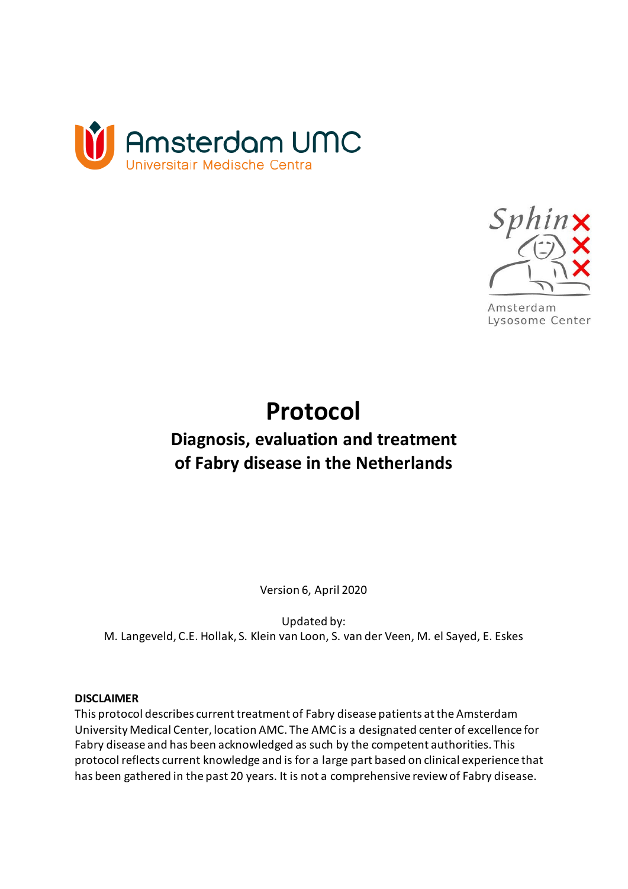Amsterdam UMC
Universitair Medische Centra

Sphinx
Amsterdam
Lysosome Center

# Protocol

## Diagnosis, evaluation and treatment of Fabry disease in the Netherlands

Version 6, April 2020

Updated by:
M. Langeveld, C.E. Hollak, S. Klein van Loon, S. van der Veen, M. el Sayed, E. Eskes

**DISCLAIMER**
This protocol describes current treatment of Fabry disease patients at the Amsterdam University Medical Center, location AMC. The AMC is a designated center of excellence for Fabry disease and has been acknowledged as such by the competent authorities. This protocol reflects current knowledge and is for a large part based on clinical experience that has been gathered in the past 20 years. It is not a comprehensive review of Fabry disease.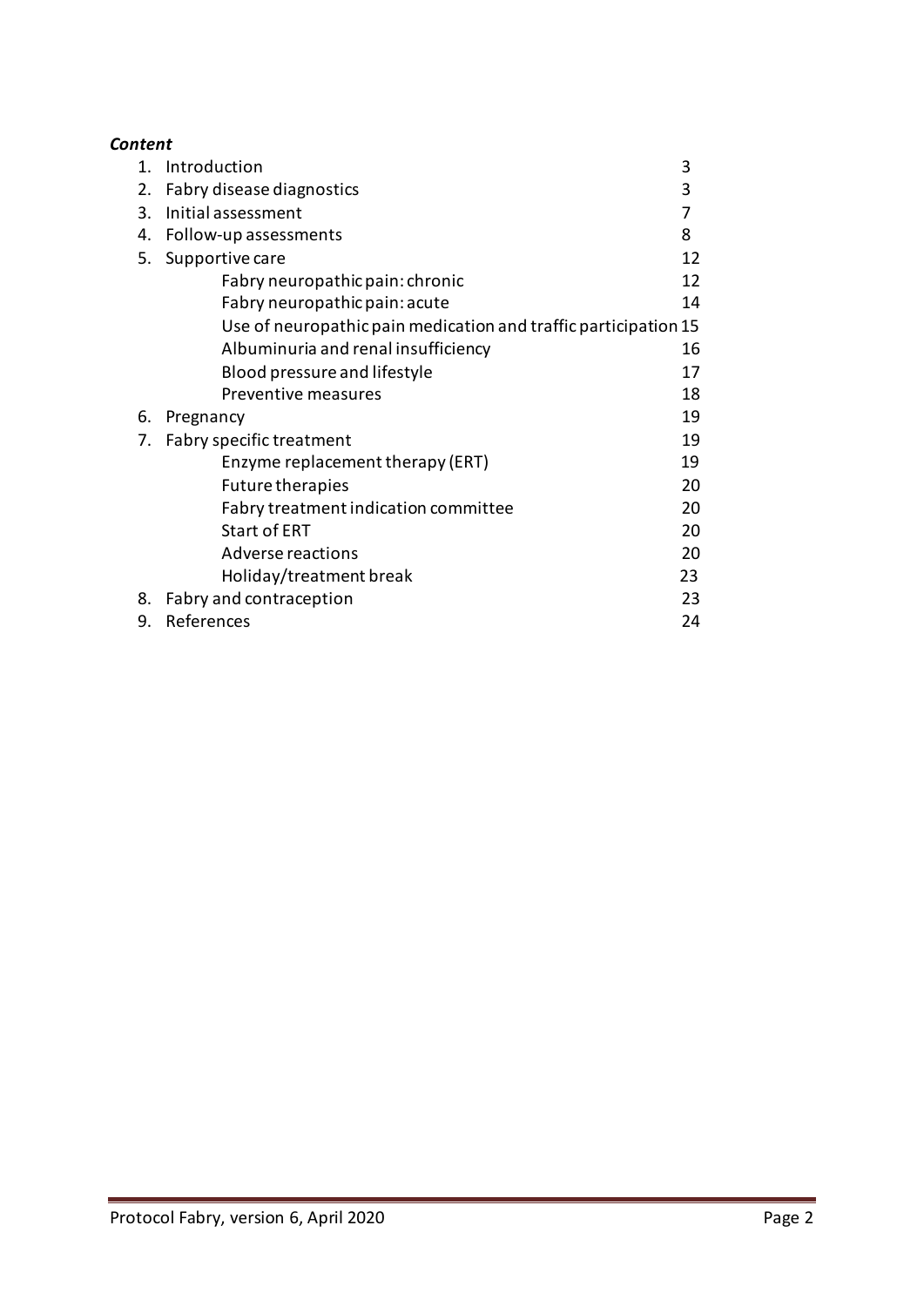***Content***

| | | |
|---|---|---|
| 1. | Introduction | 3 |
| 2. | Fabry disease diagnostics | 3 |
| 3. | Initial assessment | 7 |
| 4. | Follow-up assessments | 8 |
| 5. | Supportive care | 12 |
| | Fabry neuropathic pain: chronic | 12 |
| | Fabry neuropathic pain: acute | 14 |
| | Use of neuropathic pain medication and traffic participation | 15 |
| | Albuminuria and renal insufficiency | 16 |
| | Blood pressure and lifestyle | 17 |
| | Preventive measures | 18 |
| 6. | Pregnancy | 19 |
| 7. | Fabry specific treatment | 19 |
| | Enzyme replacement therapy (ERT) | 19 |
| | Future therapies | 20 |
| | Fabry treatment indication committee | 20 |
| | Start of ERT | 20 |
| | Adverse reactions | 20 |
| | Holiday/treatment break | 23 |
| 8. | Fabry and contraception | 23 |
| 9. | References | 24 |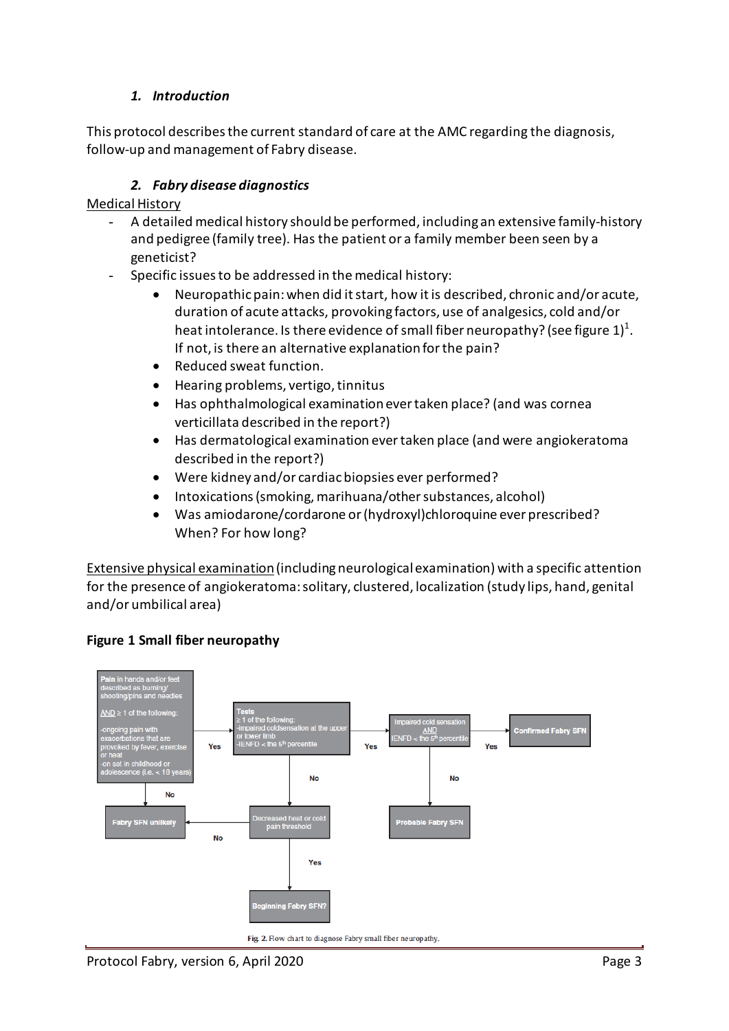### 1. *Introduction*

This protocol describes the current standard of care at the AMC regarding the diagnosis, follow-up and management of Fabry disease.

### 2. *Fabry disease diagnostics*

Medical History

- A detailed medical history should be performed, including an extensive family-history and pedigree (family tree). Has the patient or a family member been seen by a geneticist?
- Specific issues to be addressed in the medical history:
  - Neuropathic pain: when did it start, how it is described, chronic and/or acute, duration of acute attacks, provoking factors, use of analgesics, cold and/or heat intolerance. Is there evidence of small fiber neuropathy? (see figure 1)[1]. If not, is there an alternative explanation for the pain?
  - Reduced sweat function.
  - Hearing problems, vertigo, tinnitus
  - Has ophthalmological examination ever taken place? (and was cornea verticillata described in the report?)
  - Has dermatological examination ever taken place (and were angiokeratoma described in the report?)
  - Were kidney and/or cardiac biopsies ever performed?
  - Intoxications (smoking, marihuana/other substances, alcohol)
  - Was amiodarone/cordarone or (hydroxyl)chloroquine ever prescribed? When? For how long?

Extensive physical examination (including neurological examination) with a specific attention for the presence of angiokeratoma: solitary, clustered, localization (study lips, hand, genital and/or umbilical area)

**Figure 1 Small fiber neuropathy**

- **Pain in hands and/or feet** described as burning/ shooting/pins and needles AND ≥ 1 of the following: -ongoing pain with exacerbations that are provoked by fever, exercise or heat -on set in childhood or adolescence (i.e. < 18 years)
  - Yes → **Tests** ≥ 1 of the following: -impaired coldsensation at the upper or lower limb -IENFD < the 5th percentile
    - Yes → Impaired cold sensation AND IENFD < the 5th percentile
      - Yes → **Confirmed Fabry SFN**
      - No → **Probable Fabry SFN**
    - No → Decreased heat or cold pain threshold
      - Yes → **Beginning Fabry SFN?**
      - No → **Fabry SFN unlikely**
  - No → **Fabry SFN unlikely**

Fig. 2. Flow chart to diagnose Fabry small fiber neuropathy.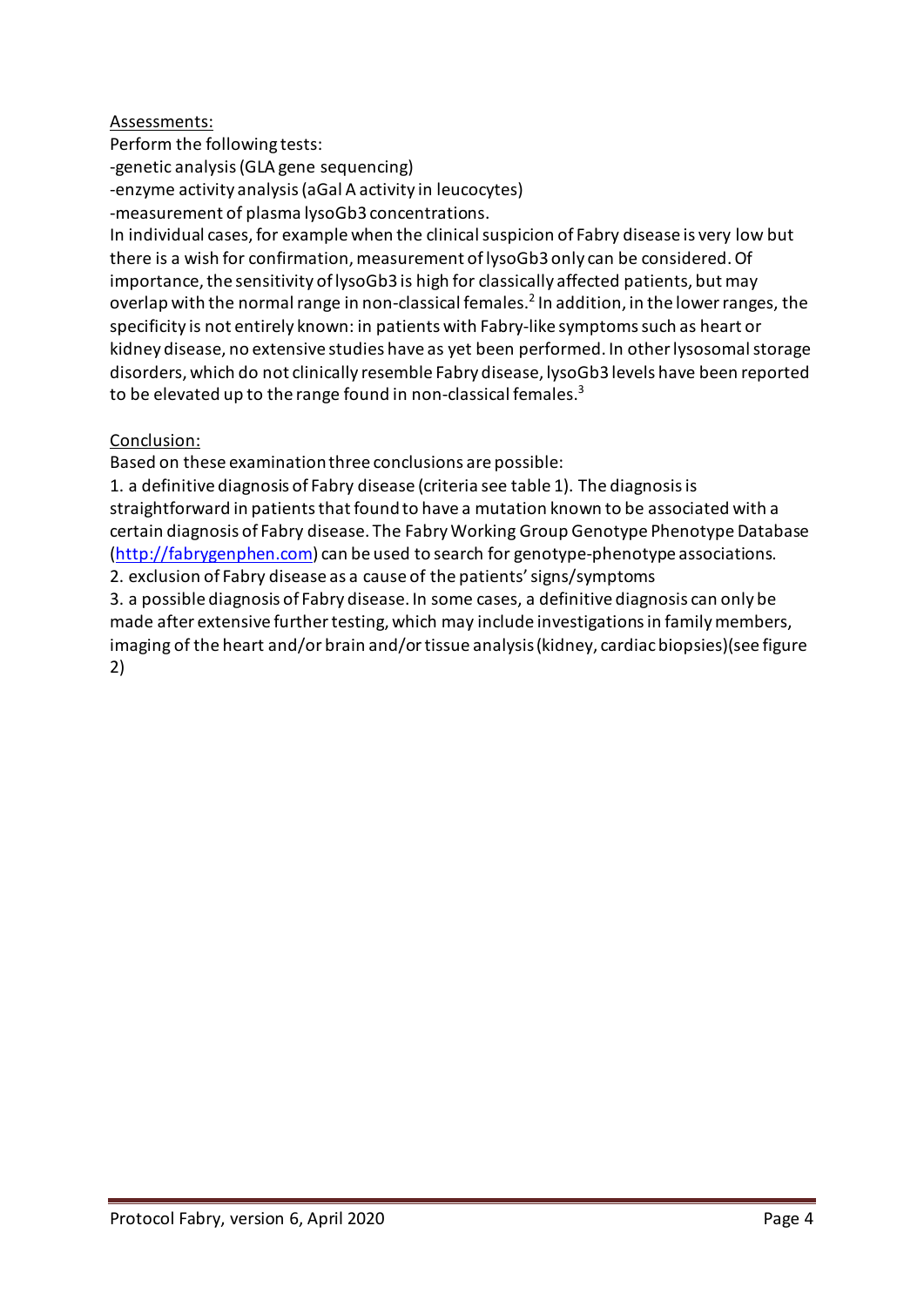Assessments:

Perform the following tests:

-genetic analysis (GLA gene sequencing)

-enzyme activity analysis (aGal A activity in leucocytes)

-measurement of plasma lysoGb3 concentrations.

In individual cases, for example when the clinical suspicion of Fabry disease is very low but there is a wish for confirmation, measurement of lysoGb3 only can be considered. Of importance, the sensitivity of lysoGb3 is high for classically affected patients, but may overlap with the normal range in non-classical females.[2] In addition, in the lower ranges, the specificity is not entirely known: in patients with Fabry-like symptoms such as heart or kidney disease, no extensive studies have as yet been performed. In other lysosomal storage disorders, which do not clinically resemble Fabry disease, lysoGb3 levels have been reported to be elevated up to the range found in non-classical females.[3]

Conclusion:

Based on these examination three conclusions are possible:

1. a definitive diagnosis of Fabry disease (criteria see table 1). The diagnosis is straightforward in patients that found to have a mutation known to be associated with a certain diagnosis of Fabry disease. The Fabry Working Group Genotype Phenotype Database (http://fabrygenphen.com) can be used to search for genotype-phenotype associations.
2. exclusion of Fabry disease as a cause of the patients' signs/symptoms
3. a possible diagnosis of Fabry disease. In some cases, a definitive diagnosis can only be made after extensive further testing, which may include investigations in family members, imaging of the heart and/or brain and/or tissue analysis (kidney, cardiac biopsies)(see figure 2)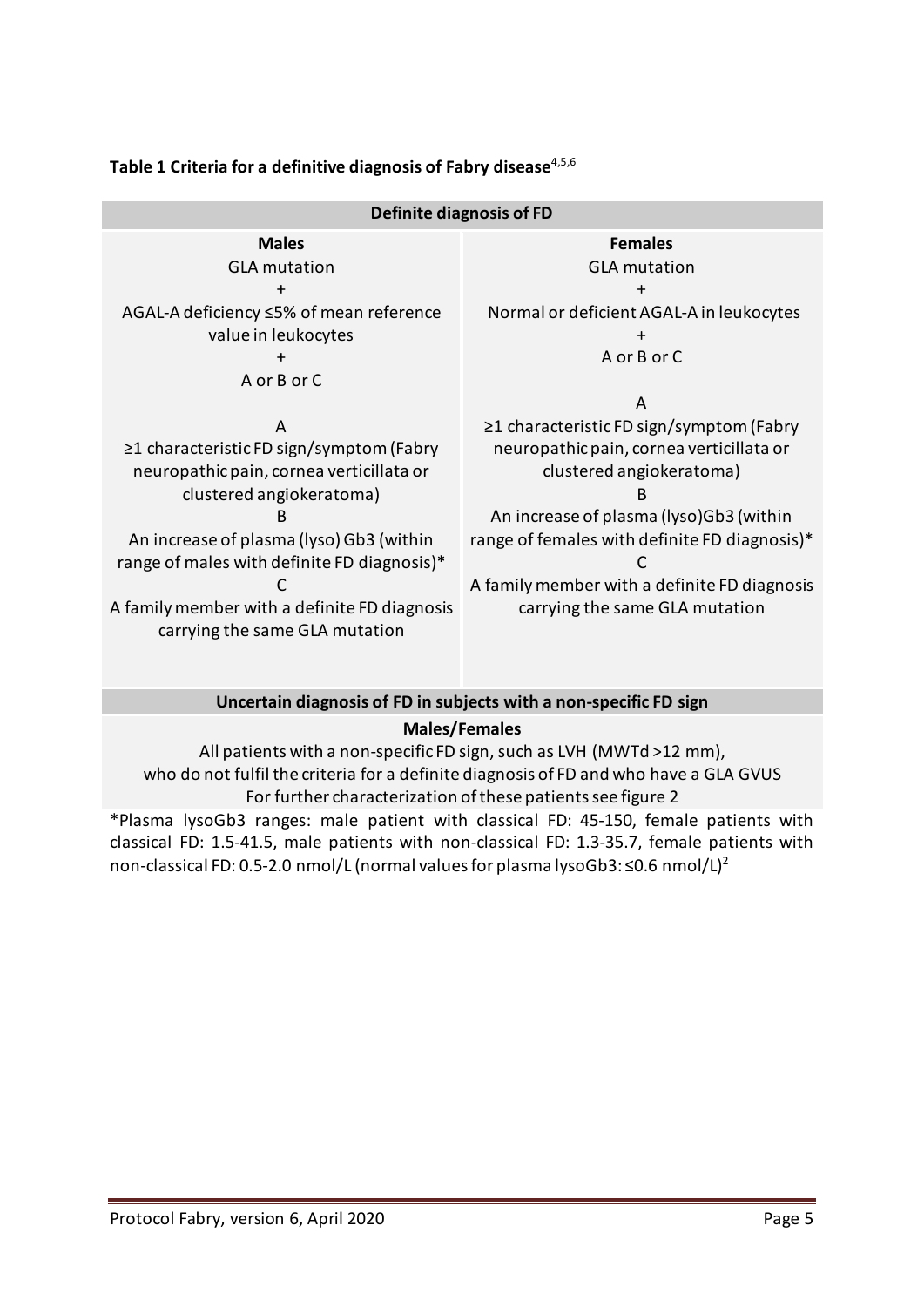**Table 1 Criteria for a definitive diagnosis of Fabry disease**[4,5,6]

| Definite diagnosis of FD | |
|---|---|
| **Males** | **Females** |
| GLA mutation<br>+<br>AGAL-A deficiency ≤5% of mean reference value in leukocytes<br>+<br>A or B or C | GLA mutation<br>+<br>Normal or deficient AGAL-A in leukocytes<br>+<br>A or B or C |
| A<br>≥1 characteristic FD sign/symptom (Fabry neuropathic pain, cornea verticillata or clustered angiokeratoma)<br>B<br>An increase of plasma (lyso) Gb3 (within range of males with definite FD diagnosis)*<br>C<br>A family member with a definite FD diagnosis carrying the same GLA mutation | A<br>≥1 characteristic FD sign/symptom (Fabry neuropathic pain, cornea verticillata or clustered angiokeratoma)<br>B<br>An increase of plasma (lyso)Gb3 (within range of females with definite FD diagnosis)*<br>C<br>A family member with a definite FD diagnosis carrying the same GLA mutation |
| **Uncertain diagnosis of FD in subjects with a non-specific FD sign** | |
| **Males/Females**<br>All patients with a non-specific FD sign, such as LVH (MWTd >12 mm), who do not fulfil the criteria for a definite diagnosis of FD and who have a GLA GVUS<br>For further characterization of these patients see figure 2 | |

*Plasma lysoGb3 ranges: male patient with classical FD: 45-150, female patients with classical FD: 1.5-41.5, male patients with non-classical FD: 1.3-35.7, female patients with non-classical FD: 0.5-2.0 nmol/L (normal values for plasma lysoGb3: ≤0.6 nmol/L)[2]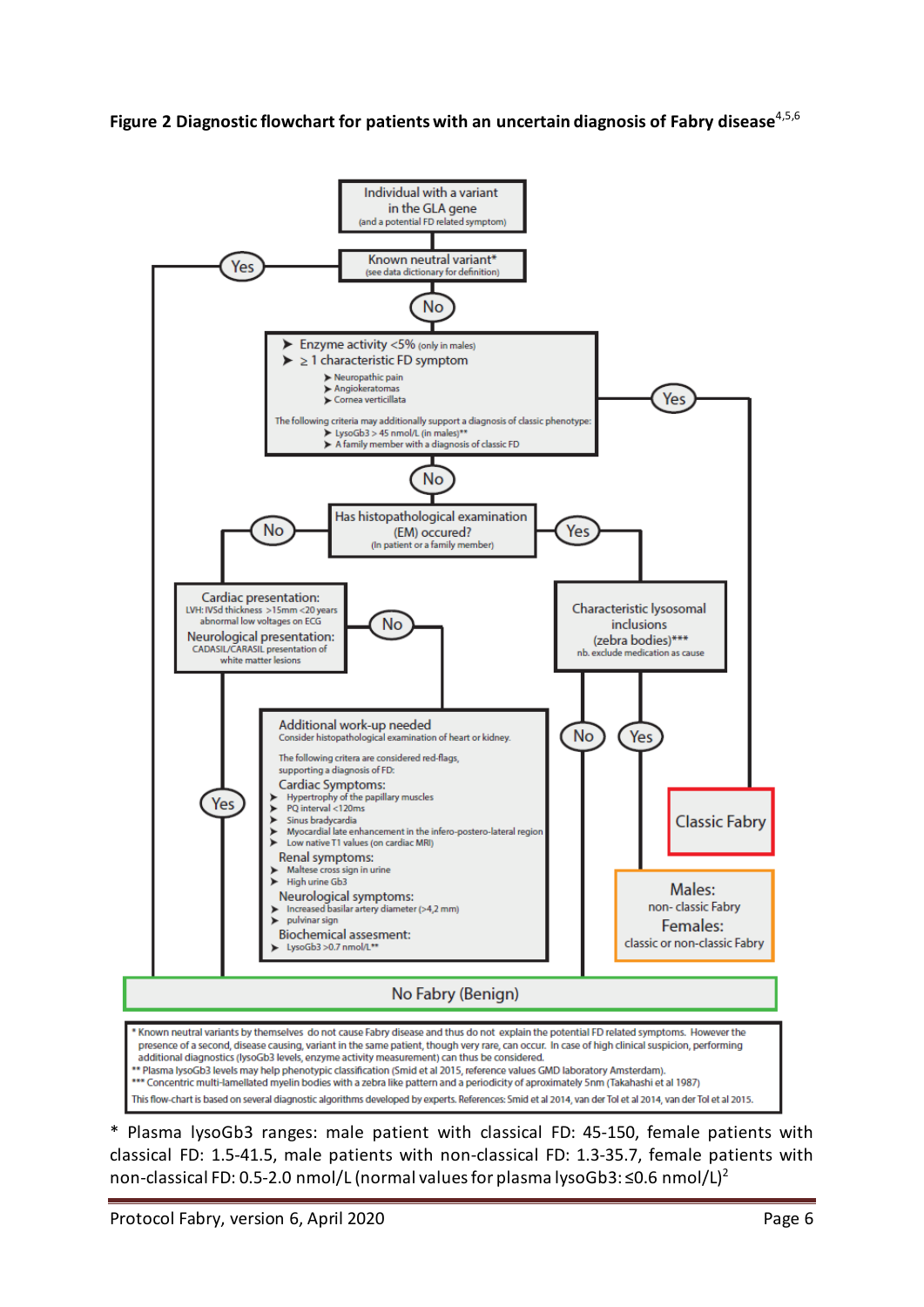**Figure 2 Diagnostic flowchart for patients with an uncertain diagnosis of Fabry disease**[4,5,6]

Individual with a variant in the GLA gene
(and a potential FD related symptom)

Known neutral variant*
(see data dictionary for definition)

- Yes → No Fabry (Benign)
- No →

- Enzyme activity <5% (only in males)
- ≥ 1 characteristic FD symptom
  - Neuropathic pain
  - Angiokeratomas
  - Cornea verticillata

The following criteria may additionally support a diagnosis of classic phenotype:
  - LysoGb3 > 45 nmol/L (in males)**
  - A family member with a diagnosis of classic FD

- Yes → Classic Fabry
- No →

Has histopathological examination (EM) occured?
(In patient or a family member)

- Yes → Characteristic lysosomal inclusions (zebra bodies)***
  nb. exclude medication as cause
  - Yes → Males: non- classic Fabry; Females: classic or non-classic Fabry
  - No → No Fabry (Benign)
- No → Cardiac presentation:
  LVH: IVSd thickness >15mm <20 years
  abnormal low voltages on ECG
  Neurological presentation:
  CADASIL/CARASIL presentation of white matter lesions
  - Yes → No Fabry (Benign)
  - No → Additional work-up needed

Additional work-up needed
Consider histopathological examination of heart or kidney.

The following critera are considered red-flags, supporting a diagnosis of FD:

Cardiac Symptoms:
- Hypertrophy of the papillary muscles
- PQ interval <120ms
- Sinus bradycardia
- Myocardial late enhancement in the infero-postero-lateral region
- Low native T1 values (on cardiac MRI)

Renal symptoms:
- Maltese cross sign in urine
- High urine Gb3

Neurological symptoms:
- Increased basilar artery diameter (>4,2 mm)
- pulvinar sign

Biochemical assesment:
- LysoGb3 >0.7 nmol/L**

\* Known neutral variants by themselves do not cause Fabry disease and thus do not explain the potential FD related symptoms. However the presence of a second, disease causing, variant in the same patient, though very rare, can occur. In case of high clinical suspicion, performing additional diagnostics (lysoGb3 levels, enzyme activity measurement) can thus be considered.
** Plasma lysoGb3 levels may help phenotypic classification (Smid et al 2015, reference values GMD laboratory Amsterdam).
*** Concentric multi-lamellated myelin bodies with a zebra like pattern and a periodicity of aproximately 5nm (Takahashi et al 1987)

This flow-chart is based on several diagnostic algorithms developed by experts. References: Smid et al 2014, van der Tol et al 2014, van der Tol et al 2015.

\* Plasma lysoGb3 ranges: male patient with classical FD: 45-150, female patients with classical FD: 1.5-41.5, male patients with non-classical FD: 1.3-35.7, female patients with non-classical FD: 0.5-2.0 nmol/L (normal values for plasma lysoGb3: ≤0.6 nmol/L)[2]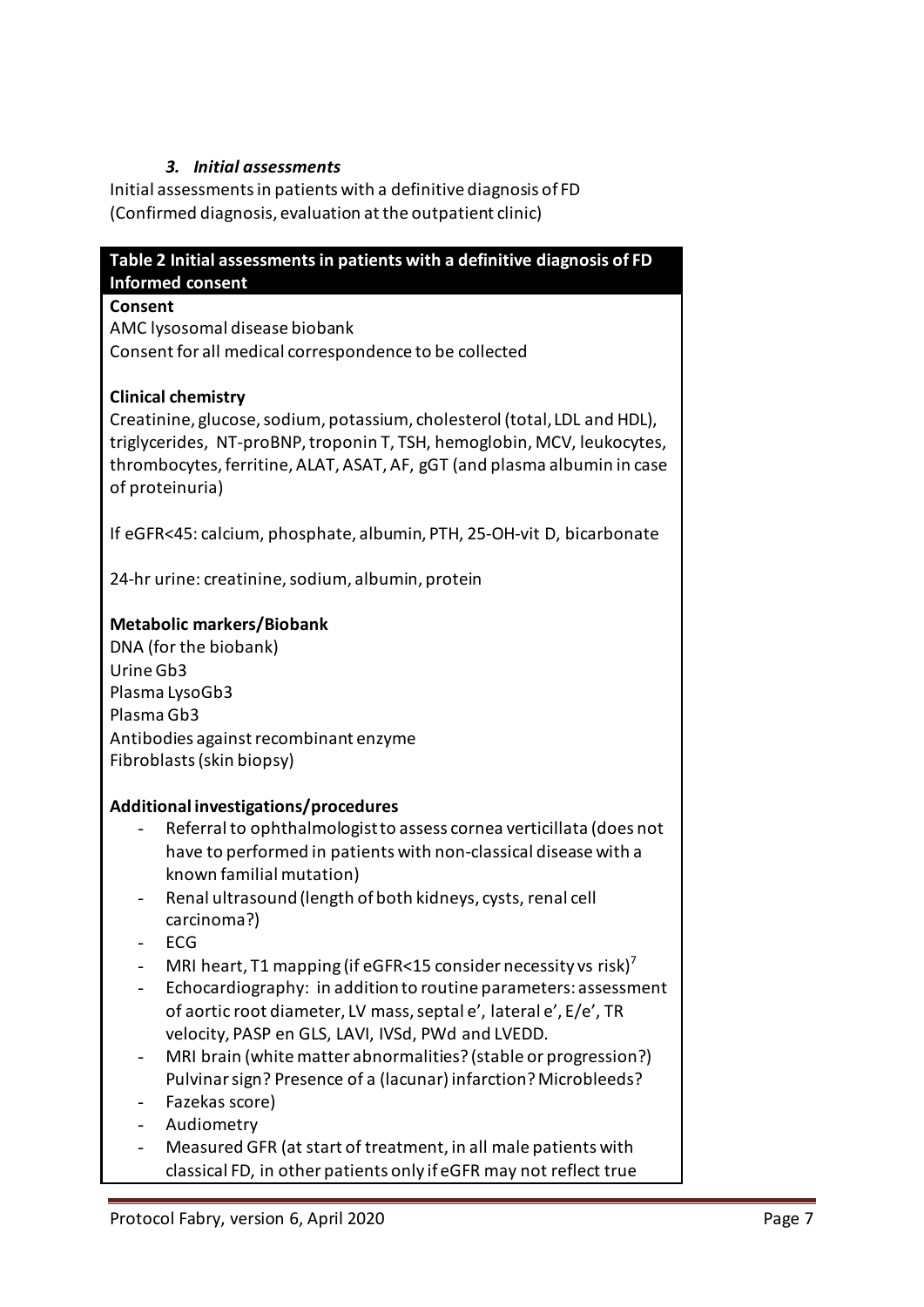### *3. Initial assessments*

Initial assessments in patients with a definitive diagnosis of FD
(Confirmed diagnosis, evaluation at the outpatient clinic)

**Table 2 Initial assessments in patients with a definitive diagnosis of FD**

**Informed consent**

**Consent**

AMC lysosomal disease biobank
Consent for all medical correspondence to be collected

**Clinical chemistry**

Creatinine, glucose, sodium, potassium, cholesterol (total, LDL and HDL), triglycerides, NT-proBNP, troponin T, TSH, hemoglobin, MCV, leukocytes, thrombocytes, ferritine, ALAT, ASAT, AF, gGT (and plasma albumin in case of proteinuria)

If eGFR<45: calcium, phosphate, albumin, PTH, 25-OH-vit D, bicarbonate

24-hr urine: creatinine, sodium, albumin, protein

**Metabolic markers/Biobank**

DNA (for the biobank)
Urine Gb3
Plasma LysoGb3
Plasma Gb3
Antibodies against recombinant enzyme
Fibroblasts (skin biopsy)

**Additional investigations/procedures**

- Referral to ophthalmologist to assess cornea verticillata (does not have to performed in patients with non-classical disease with a known familial mutation)
- Renal ultrasound (length of both kidneys, cysts, renal cell carcinoma?)
- ECG
- MRI heart, T1 mapping (if eGFR<15 consider necessity vs risk)[7]
- Echocardiography: in addition to routine parameters: assessment of aortic root diameter, LV mass, septal e', lateral e', E/e', TR velocity, PASP en GLS, LAVI, IVSd, PWd and LVEDD.
- MRI brain (white matter abnormalities? (stable or progression?) Pulvinar sign? Presence of a (lacunar) infarction? Microbleeds?
- Fazekas score)
- Audiometry
- Measured GFR (at start of treatment, in all male patients with classical FD, in other patients only if eGFR may not reflect true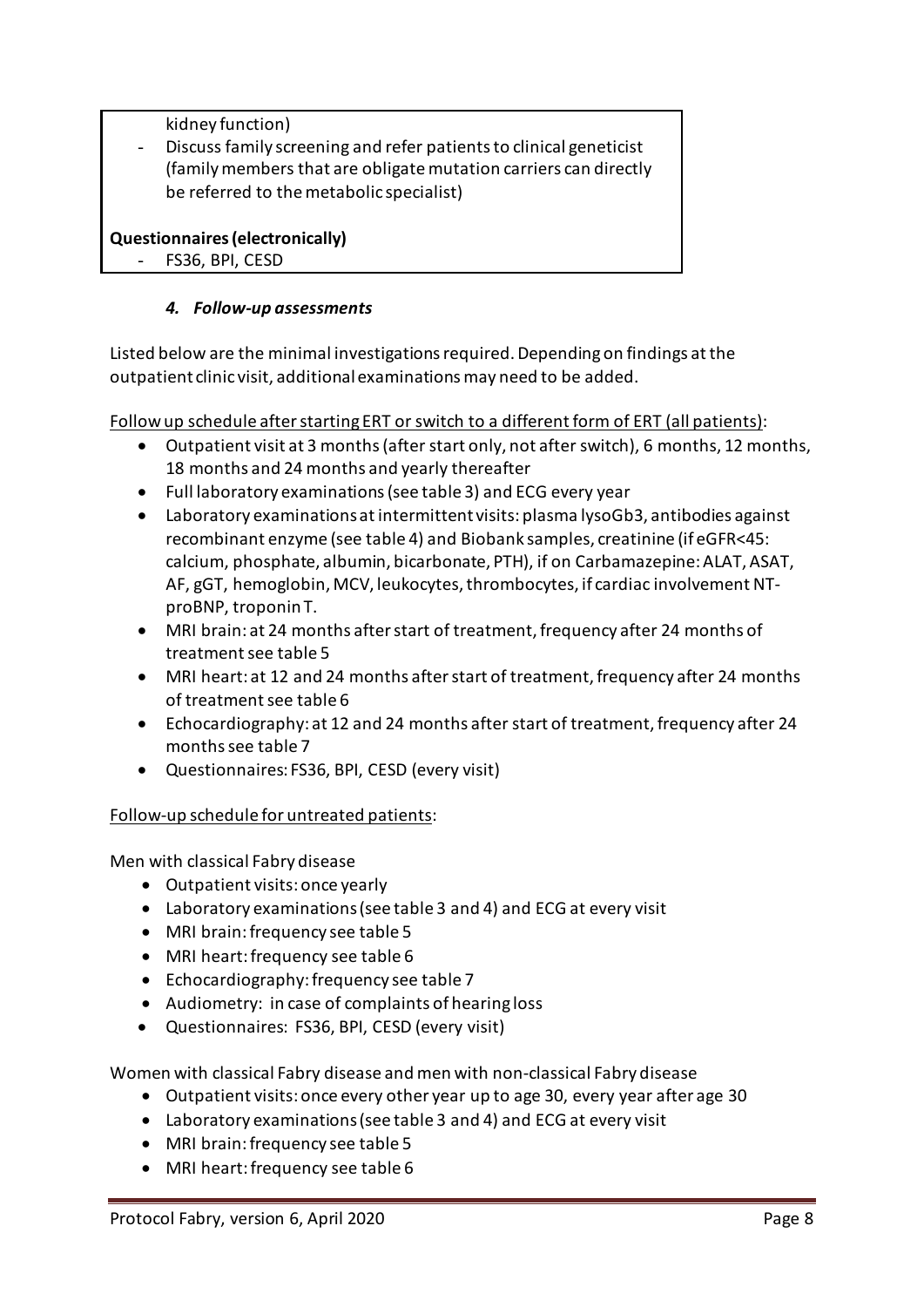kidney function)

- Discuss family screening and refer patients to clinical geneticist (family members that are obligate mutation carriers can directly be referred to the metabolic specialist)

**Questionnaires (electronically)**

- FS36, BPI, CESD

### *4. Follow-up assessments*

Listed below are the minimal investigations required. Depending on findings at the outpatient clinic visit, additional examinations may need to be added.

<u>Follow up schedule after starting ERT or switch to a different form of ERT (all patients)</u>:

- Outpatient visit at 3 months (after start only, not after switch), 6 months, 12 months, 18 months and 24 months and yearly thereafter
- Full laboratory examinations (see table 3) and ECG every year
- Laboratory examinations at intermittent visits: plasma lysoGb3, antibodies against recombinant enzyme (see table 4) and Biobank samples, creatinine (if eGFR<45: calcium, phosphate, albumin, bicarbonate, PTH), if on Carbamazepine: ALAT, ASAT, AF, gGT, hemoglobin, MCV, leukocytes, thrombocytes, if cardiac involvement NT-proBNP, troponin T.
- MRI brain: at 24 months after start of treatment, frequency after 24 months of treatment see table 5
- MRI heart: at 12 and 24 months after start of treatment, frequency after 24 months of treatment see table 6
- Echocardiography: at 12 and 24 months after start of treatment, frequency after 24 months see table 7
- Questionnaires: FS36, BPI, CESD (every visit)

<u>Follow-up schedule for untreated patients</u>:

Men with classical Fabry disease

- Outpatient visits: once yearly
- Laboratory examinations (see table 3 and 4) and ECG at every visit
- MRI brain: frequency see table 5
- MRI heart: frequency see table 6
- Echocardiography: frequency see table 7
- Audiometry: in case of complaints of hearing loss
- Questionnaires: FS36, BPI, CESD (every visit)

Women with classical Fabry disease and men with non-classical Fabry disease

- Outpatient visits: once every other year up to age 30, every year after age 30
- Laboratory examinations (see table 3 and 4) and ECG at every visit
- MRI brain: frequency see table 5
- MRI heart: frequency see table 6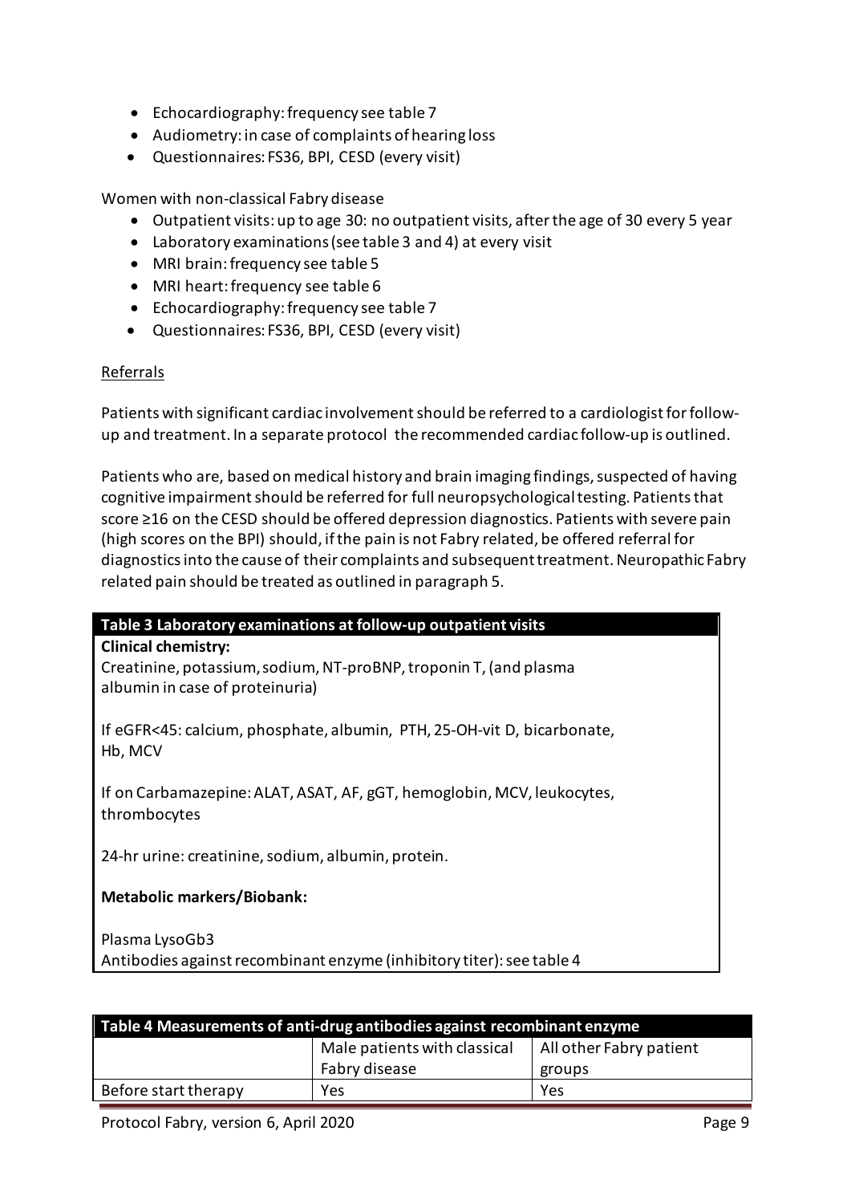- Echocardiography: frequency see table 7
- Audiometry: in case of complaints of hearing loss
- Questionnaires: FS36, BPI, CESD (every visit)

Women with non-classical Fabry disease

- Outpatient visits: up to age 30: no outpatient visits, after the age of 30 every 5 year
- Laboratory examinations (see table 3 and 4) at every visit
- MRI brain: frequency see table 5
- MRI heart: frequency see table 6
- Echocardiography: frequency see table 7
- Questionnaires: FS36, BPI, CESD (every visit)

<u>Referrals</u>

Patients with significant cardiac involvement should be referred to a cardiologist for follow-up and treatment. In a separate protocol the recommended cardiac follow-up is outlined.

Patients who are, based on medical history and brain imaging findings, suspected of having cognitive impairment should be referred for full neuropsychological testing. Patients that score ≥16 on the CESD should be offered depression diagnostics. Patients with severe pain (high scores on the BPI) should, if the pain is not Fabry related, be offered referral for diagnostics into the cause of their complaints and subsequent treatment. Neuropathic Fabry related pain should be treated as outlined in paragraph 5.

| **Table 3 Laboratory examinations at follow-up outpatient visits** |
|---|
| **Clinical chemistry:**<br>Creatinine, potassium, sodium, NT-proBNP, troponin T, (and plasma albumin in case of proteinuria)<br><br>If eGFR<45: calcium, phosphate, albumin, PTH, 25-OH-vit D, bicarbonate, Hb, MCV<br><br>If on Carbamazepine: ALAT, ASAT, AF, gGT, hemoglobin, MCV, leukocytes, thrombocytes<br><br>24-hr urine: creatinine, sodium, albumin, protein.<br><br>**Metabolic markers/Biobank:**<br><br>Plasma LysoGb3<br>Antibodies against recombinant enzyme (inhibitory titer): see table 4 |

| **Table 4 Measurements of anti-drug antibodies against recombinant enzyme** | | |
|---|---|---|
| | Male patients with classical Fabry disease | All other Fabry patient groups |
| Before start therapy | Yes | Yes |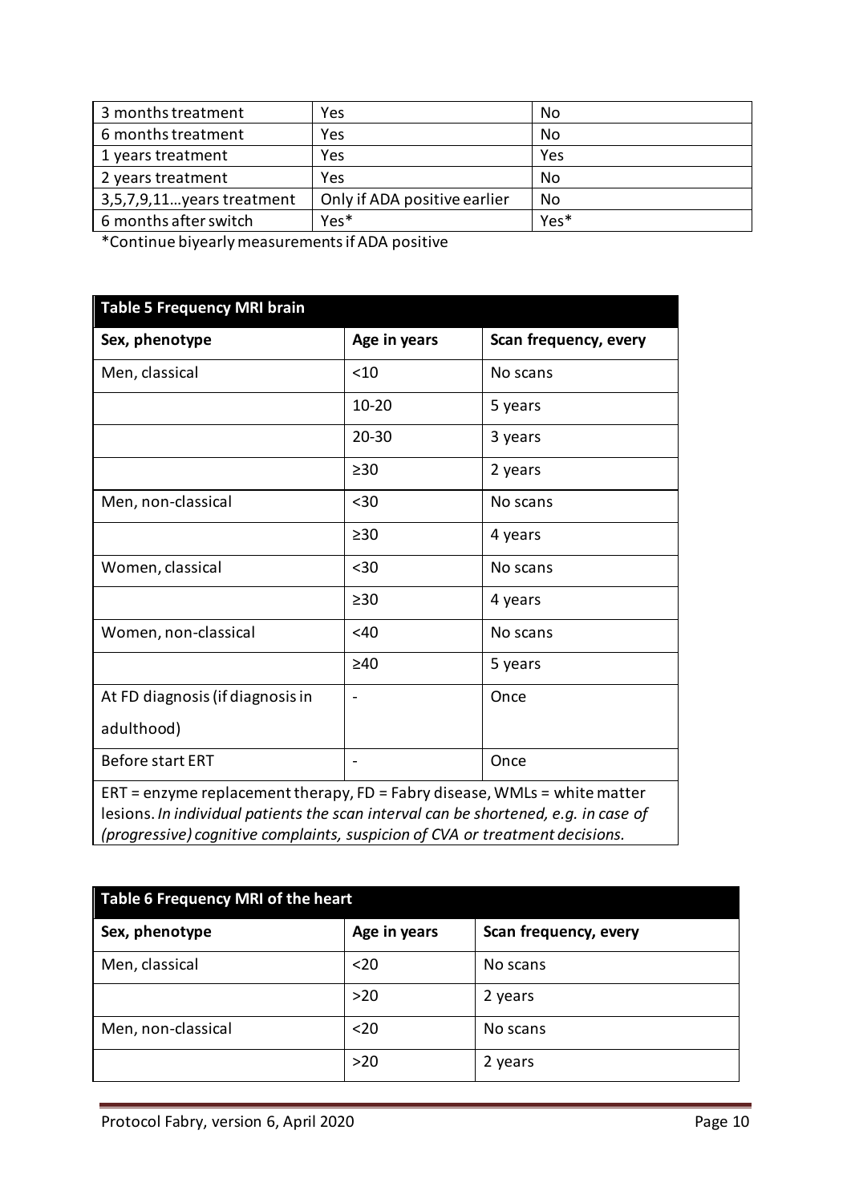| | | |
|---|---|---|
| 3 months treatment | Yes | No |
| 6 months treatment | Yes | No |
| 1 years treatment | Yes | Yes |
| 2 years treatment | Yes | No |
| 3,5,7,9,11…years treatment | Only if ADA positive earlier | No |
| 6 months after switch | Yes* | Yes* |

*Continue biyearly measurements if ADA positive

**Table 5 Frequency MRI brain**

| Sex, phenotype | Age in years | Scan frequency, every |
|---|---|---|
| Men, classical | <10 | No scans |
| | 10-20 | 5 years |
| | 20-30 | 3 years |
| | ≥30 | 2 years |
| Men, non-classical | <30 | No scans |
| | ≥30 | 4 years |
| Women, classical | <30 | No scans |
| | ≥30 | 4 years |
| Women, non-classical | <40 | No scans |
| | ≥40 | 5 years |
| At FD diagnosis (if diagnosis in adulthood) | - | Once |
| Before start ERT | - | Once |

ERT = enzyme replacement therapy, FD = Fabry disease, WMLs = white matter lesions. *In individual patients the scan interval can be shortened, e.g. in case of (progressive) cognitive complaints, suspicion of CVA or treatment decisions.*

**Table 6 Frequency MRI of the heart**

| Sex, phenotype | Age in years | Scan frequency, every |
|---|---|---|
| Men, classical | <20 | No scans |
| | >20 | 2 years |
| Men, non-classical | <20 | No scans |
| | >20 | 2 years |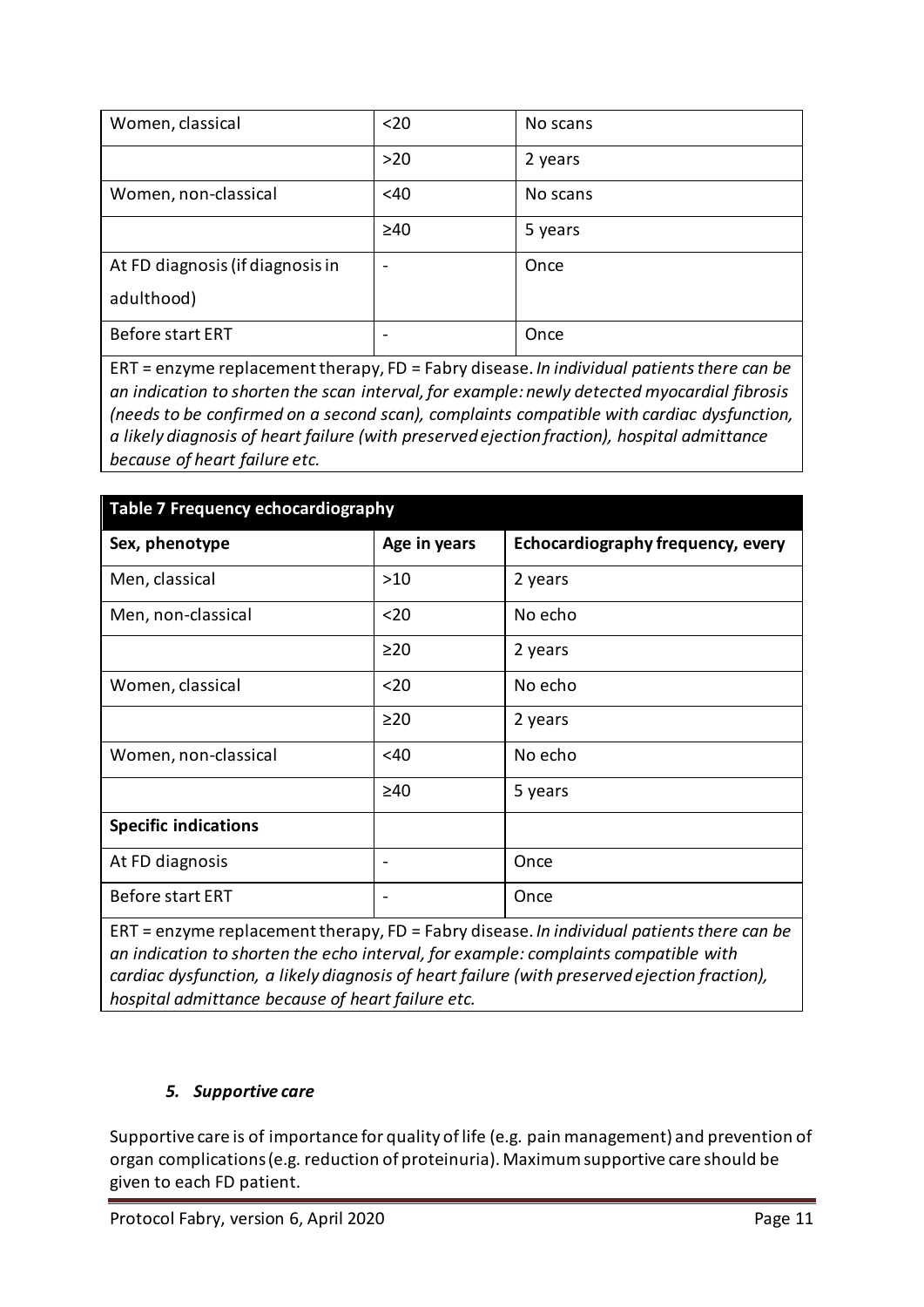| | | |
|---|---|---|
| Women, classical | <20 | No scans |
| | >20 | 2 years |
| Women, non-classical | <40 | No scans |
| | ≥40 | 5 years |
| At FD diagnosis (if diagnosis in adulthood) | - | Once |
| Before start ERT | - | Once |

ERT = enzyme replacement therapy, FD = Fabry disease. *In individual patients there can be an indication to shorten the scan interval, for example: newly detected myocardial fibrosis (needs to be confirmed on a second scan), complaints compatible with cardiac dysfunction, a likely diagnosis of heart failure (with preserved ejection fraction), hospital admittance because of heart failure etc.*

**Table 7 Frequency echocardiography**

| Sex, phenotype | Age in years | Echocardiography frequency, every |
|---|---|---|
| Men, classical | >10 | 2 years |
| Men, non-classical | <20 | No echo |
| | ≥20 | 2 years |
| Women, classical | <20 | No echo |
| | ≥20 | 2 years |
| Women, non-classical | <40 | No echo |
| | ≥40 | 5 years |
| **Specific indications** | | |
| At FD diagnosis | - | Once |
| Before start ERT | - | Once |

ERT = enzyme replacement therapy, FD = Fabry disease. *In individual patients there can be an indication to shorten the echo interval, for example: complaints compatible with cardiac dysfunction, a likely diagnosis of heart failure (with preserved ejection fraction), hospital admittance because of heart failure etc.*

### *5. Supportive care*

Supportive care is of importance for quality of life (e.g. pain management) and prevention of organ complications (e.g. reduction of proteinuria). Maximum supportive care should be given to each FD patient.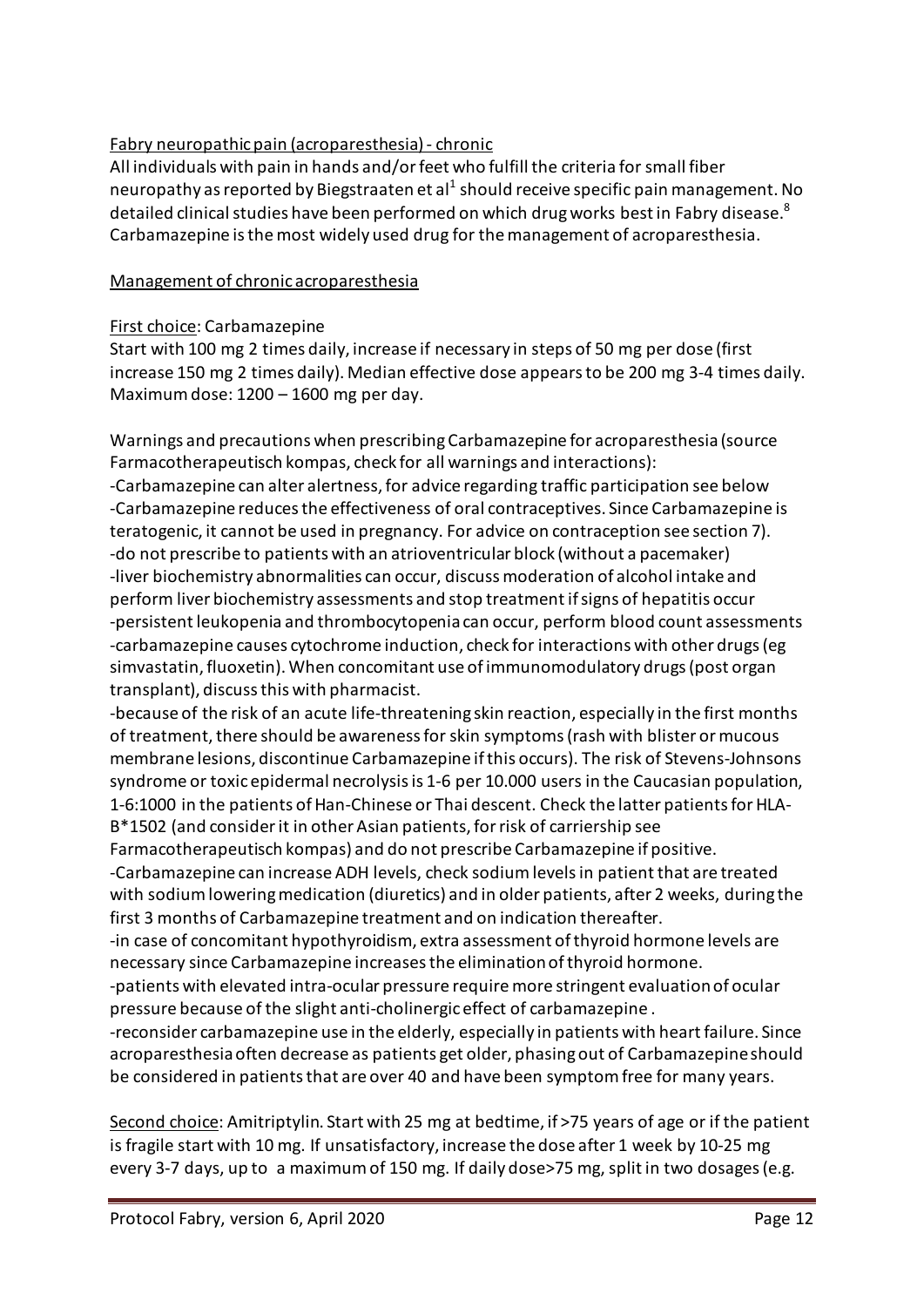Fabry neuropathic pain (acroparesthesia) - chronic

All individuals with pain in hands and/or feet who fulfill the criteria for small fiber neuropathy as reported by Biegstraaten et al[1] should receive specific pain management. No detailed clinical studies have been performed on which drug works best in Fabry disease.[8] Carbamazepine is the most widely used drug for the management of acroparesthesia.

Management of chronic acroparesthesia

First choice: Carbamazepine

Start with 100 mg 2 times daily, increase if necessary in steps of 50 mg per dose (first increase 150 mg 2 times daily). Median effective dose appears to be 200 mg 3-4 times daily. Maximum dose: 1200 – 1600 mg per day.

Warnings and precautions when prescribing Carbamazepine for acroparesthesia (source Farmacotherapeutisch kompas, check for all warnings and interactions):

- Carbamazepine can alter alertness, for advice regarding traffic participation see below
- Carbamazepine reduces the effectiveness of oral contraceptives. Since Carbamazepine is teratogenic, it cannot be used in pregnancy. For advice on contraception see section 7).
- do not prescribe to patients with an atrioventricular block (without a pacemaker)
- liver biochemistry abnormalities can occur, discuss moderation of alcohol intake and perform liver biochemistry assessments and stop treatment if signs of hepatitis occur
- persistent leukopenia and thrombocytopenia can occur, perform blood count assessments
- carbamazepine causes cytochrome induction, check for interactions with other drugs (eg simvastatin, fluoxetin). When concomitant use of immunomodulatory drugs (post organ transplant), discuss this with pharmacist.
- because of the risk of an acute life-threatening skin reaction, especially in the first months of treatment, there should be awareness for skin symptoms (rash with blister or mucous membrane lesions, discontinue Carbamazepine if this occurs). The risk of Stevens-Johnsons syndrome or toxic epidermal necrolysis is 1-6 per 10.000 users in the Caucasian population, 1-6:1000 in the patients of Han-Chinese or Thai descent. Check the latter patients for HLA-B*1502 (and consider it in other Asian patients, for risk of carriership see Farmacotherapeutisch kompas) and do not prescribe Carbamazepine if positive.
- Carbamazepine can increase ADH levels, check sodium levels in patient that are treated with sodium lowering medication (diuretics) and in older patients, after 2 weeks, during the first 3 months of Carbamazepine treatment and on indication thereafter.
- in case of concomitant hypothyroidism, extra assessment of thyroid hormone levels are necessary since Carbamazepine increases the elimination of thyroid hormone.
- patients with elevated intra-ocular pressure require more stringent evaluation of ocular pressure because of the slight anti-cholinergic effect of carbamazepine .
- reconsider carbamazepine use in the elderly, especially in patients with heart failure. Since acroparesthesia often decrease as patients get older, phasing out of Carbamazepine should be considered in patients that are over 40 and have been symptom free for many years.

Second choice: Amitriptylin. Start with 25 mg at bedtime, if >75 years of age or if the patient is fragile start with 10 mg. If unsatisfactory, increase the dose after 1 week by 10-25 mg every 3-7 days, up to a maximum of 150 mg. If daily dose>75 mg, split in two dosages (e.g.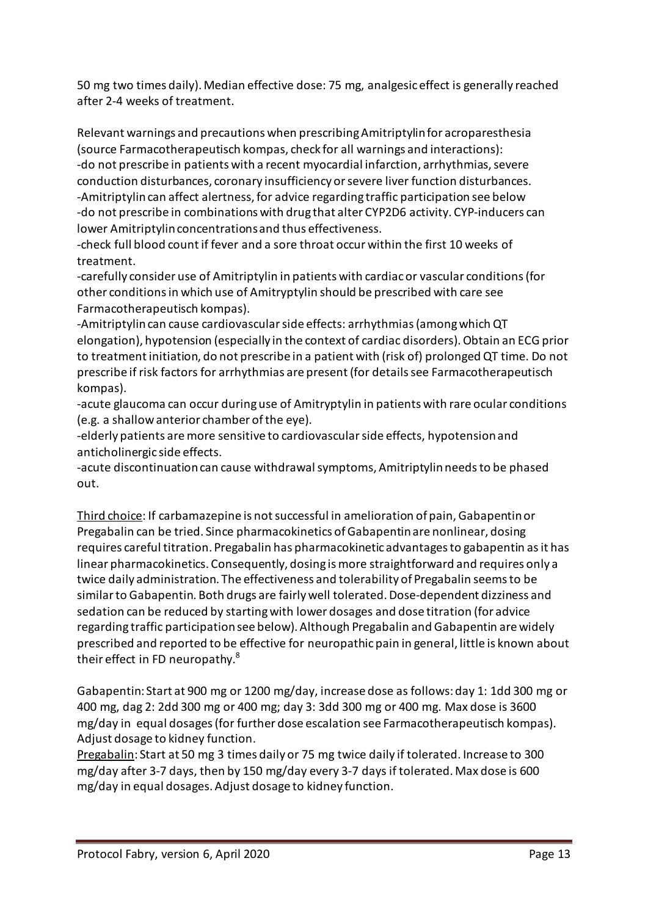50 mg two times daily). Median effective dose: 75 mg, analgesic effect is generally reached after 2-4 weeks of treatment.

Relevant warnings and precautions when prescribing Amitriptylin for acroparesthesia (source Farmacotherapeutisch kompas, check for all warnings and interactions):
-do not prescribe in patients with a recent myocardial infarction, arrhythmias, severe conduction disturbances, coronary insufficiency or severe liver function disturbances.
-Amitriptylin can affect alertness, for advice regarding traffic participation see below
-do not prescribe in combinations with drug that alter CYP2D6 activity. CYP-inducers can lower Amitriptylin concentrations and thus effectiveness.
-check full blood count if fever and a sore throat occur within the first 10 weeks of treatment.
-carefully consider use of Amitriptylin in patients with cardiac or vascular conditions (for other conditions in which use of Amitryptylin should be prescribed with care see Farmacotherapeutisch kompas).
-Amitriptylin can cause cardiovascular side effects: arrhythmias (among which QT elongation), hypotension (especially in the context of cardiac disorders). Obtain an ECG prior to treatment initiation, do not prescribe in a patient with (risk of) prolonged QT time. Do not prescribe if risk factors for arrhythmias are present (for details see Farmacotherapeutisch kompas).
-acute glaucoma can occur during use of Amitryptylin in patients with rare ocular conditions (e.g. a shallow anterior chamber of the eye).
-elderly patients are more sensitive to cardiovascular side effects, hypotension and anticholinergic side effects.
-acute discontinuation can cause withdrawal symptoms, Amitriptylin needs to be phased out.

Third choice: If carbamazepine is not successful in amelioration of pain, Gabapentin or Pregabalin can be tried. Since pharmacokinetics of Gabapentin are nonlinear, dosing requires careful titration. Pregabalin has pharmacokinetic advantages to gabapentin as it has linear pharmacokinetics. Consequently, dosing is more straightforward and requires only a twice daily administration. The effectiveness and tolerability of Pregabalin seems to be similar to Gabapentin. Both drugs are fairly well tolerated. Dose-dependent dizziness and sedation can be reduced by starting with lower dosages and dose titration (for advice regarding traffic participation see below). Although Pregabalin and Gabapentin are widely prescribed and reported to be effective for neuropathic pain in general, little is known about their effect in FD neuropathy.[8]

Gabapentin: Start at 900 mg or 1200 mg/day, increase dose as follows: day 1: 1dd 300 mg or 400 mg, dag 2: 2dd 300 mg or 400 mg; day 3: 3dd 300 mg or 400 mg. Max dose is 3600 mg/day in equal dosages (for further dose escalation see Farmacotherapeutisch kompas). Adjust dosage to kidney function.
Pregabalin: Start at 50 mg 3 times daily or 75 mg twice daily if tolerated. Increase to 300 mg/day after 3-7 days, then by 150 mg/day every 3-7 days if tolerated. Max dose is 600 mg/day in equal dosages. Adjust dosage to kidney function.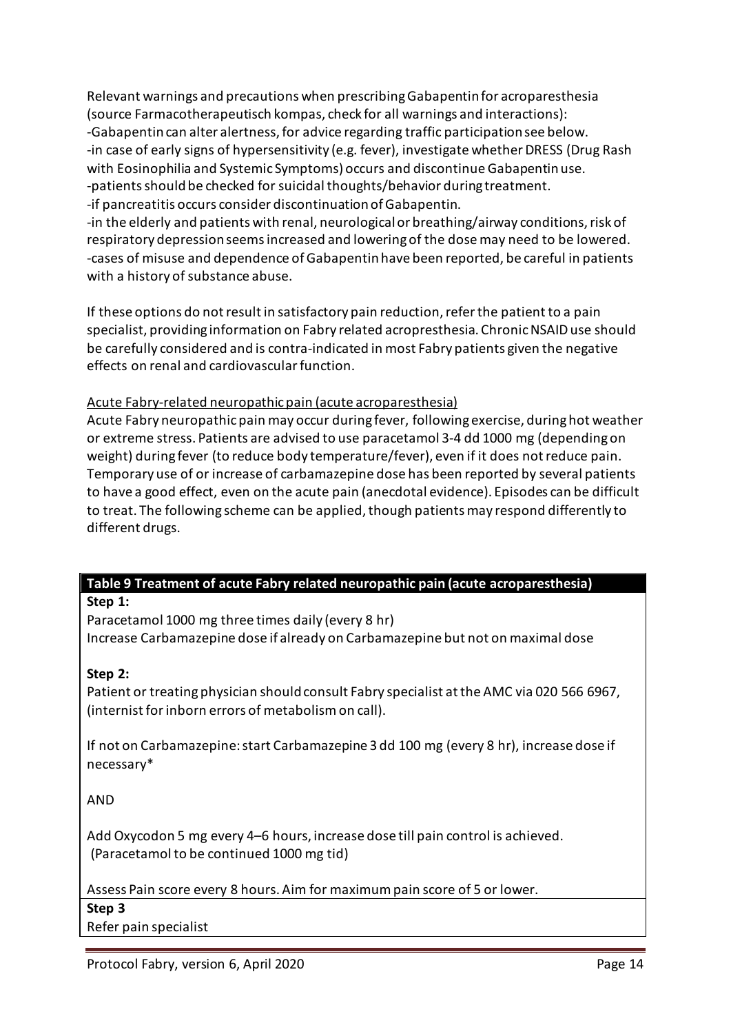Relevant warnings and precautions when prescribing Gabapentin for acroparesthesia (source Farmacotherapeutisch kompas, check for all warnings and interactions):
-Gabapentin can alter alertness, for advice regarding traffic participation see below.
-in case of early signs of hypersensitivity (e.g. fever), investigate whether DRESS (Drug Rash with Eosinophilia and Systemic Symptoms) occurs and discontinue Gabapentin use.
-patients should be checked for suicidal thoughts/behavior during treatment.
-if pancreatitis occurs consider discontinuation of Gabapentin.
-in the elderly and patients with renal, neurological or breathing/airway conditions, risk of respiratory depression seems increased and lowering of the dose may need to be lowered.
-cases of misuse and dependence of Gabapentin have been reported, be careful in patients with a history of substance abuse.

If these options do not result in satisfactory pain reduction, refer the patient to a pain specialist, providing information on Fabry related acropresthesia. Chronic NSAID use should be carefully considered and is contra-indicated in most Fabry patients given the negative effects on renal and cardiovascular function.

<u>Acute Fabry-related neuropathic pain (acute acroparesthesia)</u>
Acute Fabry neuropathic pain may occur during fever, following exercise, during hot weather or extreme stress. Patients are advised to use paracetamol 3-4 dd 1000 mg (depending on weight) during fever (to reduce body temperature/fever), even if it does not reduce pain. Temporary use of or increase of carbamazepine dose has been reported by several patients to have a good effect, even on the acute pain (anecdotal evidence). Episodes can be difficult to treat. The following scheme can be applied, though patients may respond differently to different drugs.

| **Table 9 Treatment of acute Fabry related neuropathic pain (acute acroparesthesia)** |
|---|
| **Step 1:**<br>Paracetamol 1000 mg three times daily (every 8 hr)<br>Increase Carbamazepine dose if already on Carbamazepine but not on maximal dose |
| **Step 2:**<br>Patient or treating physician should consult Fabry specialist at the AMC via 020 566 6967, (internist for inborn errors of metabolism on call).<br><br>If not on Carbamazepine: start Carbamazepine 3 dd 100 mg (every 8 hr), increase dose if necessary*<br><br>AND<br><br>Add Oxycodon 5 mg every 4–6 hours, increase dose till pain control is achieved.<br>(Paracetamol to be continued 1000 mg tid)<br><br>Assess Pain score every 8 hours. Aim for maximum pain score of 5 or lower. |
| **Step 3**<br>Refer pain specialist |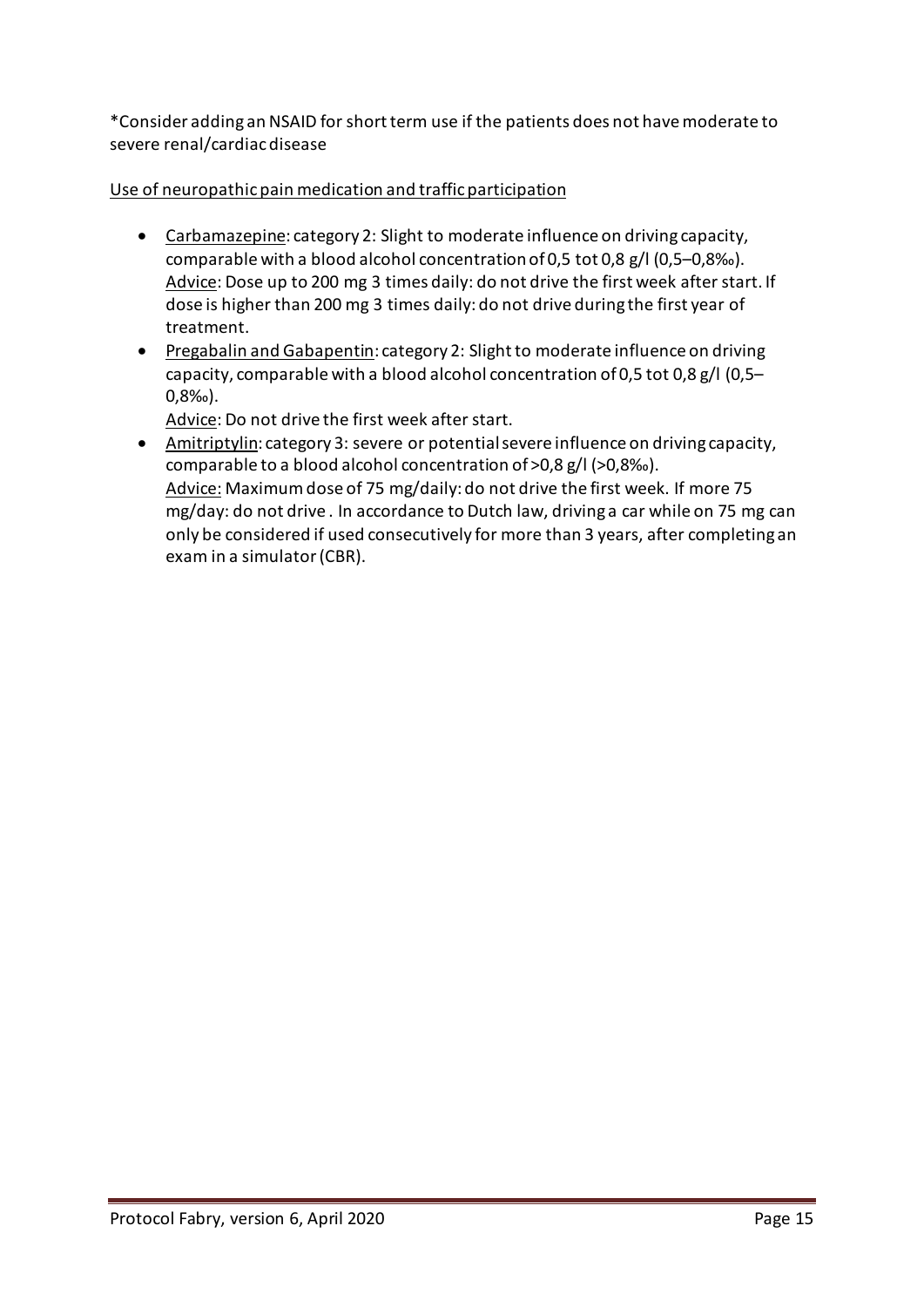*Consider adding an NSAID for short term use if the patients does not have moderate to severe renal/cardiac disease

Use of neuropathic pain medication and traffic participation

- Carbamazepine: category 2: Slight to moderate influence on driving capacity, comparable with a blood alcohol concentration of 0,5 tot 0,8 g/l (0,5–0,8‰).
  Advice: Dose up to 200 mg 3 times daily: do not drive the first week after start. If dose is higher than 200 mg 3 times daily: do not drive during the first year of treatment.
- Pregabalin and Gabapentin: category 2: Slight to moderate influence on driving capacity, comparable with a blood alcohol concentration of 0,5 tot 0,8 g/l (0,5–0,8‰).
  Advice: Do not drive the first week after start.
- Amitriptylin: category 3: severe or potential severe influence on driving capacity, comparable to a blood alcohol concentration of >0,8 g/l (>0,8‰).
  Advice: Maximum dose of 75 mg/daily: do not drive the first week. If more 75 mg/day: do not drive . In accordance to Dutch law, driving a car while on 75 mg can only be considered if used consecutively for more than 3 years, after completing an exam in a simulator (CBR).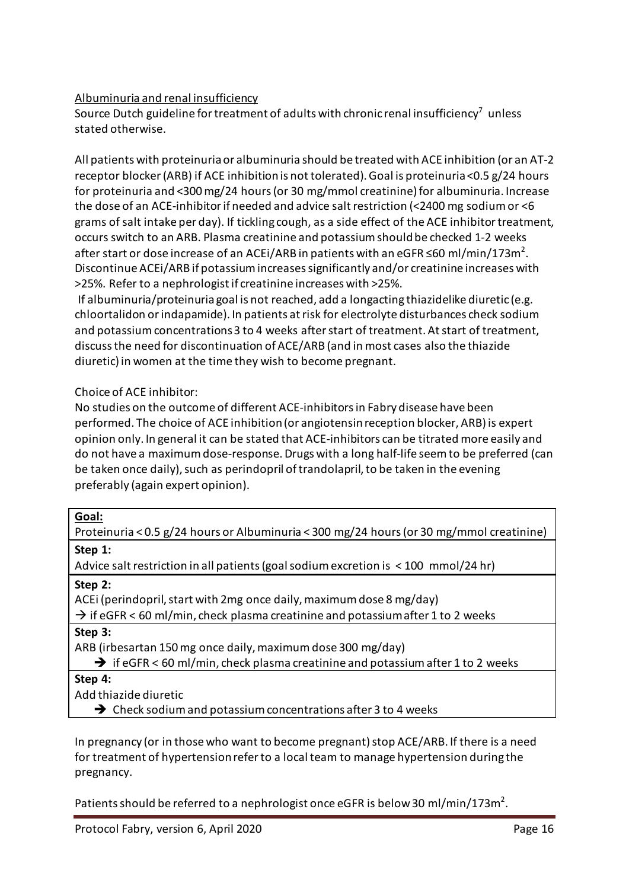Albuminuria and renal insufficiency

Source Dutch guideline for treatment of adults with chronic renal insufficiency[7] unless stated otherwise.

All patients with proteinuria or albuminuria should be treated with ACE inhibition (or an AT-2 receptor blocker (ARB) if ACE inhibition is not tolerated). Goal is proteinuria <0.5 g/24 hours for proteinuria and <300 mg/24 hours (or 30 mg/mmol creatinine) for albuminuria. Increase the dose of an ACE-inhibitor if needed and advice salt restriction (<2400 mg sodium or <6 grams of salt intake per day). If tickling cough, as a side effect of the ACE inhibitor treatment, occurs switch to an ARB. Plasma creatinine and potassium should be checked 1-2 weeks after start or dose increase of an ACEi/ARB in patients with an eGFR ≤60 ml/min/173m$^2$. Discontinue ACEi/ARB if potassium increases significantly and/or creatinine increases with >25%. Refer to a nephrologist if creatinine increases with >25%.

If albuminuria/proteinuria goal is not reached, add a longacting thiazidelike diuretic (e.g. chloortalidon or indapamide). In patients at risk for electrolyte disturbances check sodium and potassium concentrations 3 to 4 weeks after start of treatment. At start of treatment, discuss the need for discontinuation of ACE/ARB (and in most cases also the thiazide diuretic) in women at the time they wish to become pregnant.

Choice of ACE inhibitor:

No studies on the outcome of different ACE-inhibitors in Fabry disease have been performed. The choice of ACE inhibition (or angiotensin reception blocker, ARB) is expert opinion only. In general it can be stated that ACE-inhibitors can be titrated more easily and do not have a maximum dose-response. Drugs with a long half-life seem to be preferred (can be taken once daily), such as perindopril of trandolapril, to be taken in the evening preferably (again expert opinion).

| **Goal:** |
|---|
| Proteinuria < 0.5 g/24 hours or Albuminuria < 300 mg/24 hours (or 30 mg/mmol creatinine) |
| **Step 1:** |
| Advice salt restriction in all patients (goal sodium excretion is < 100 mmol/24 hr) |
| **Step 2:** |
| ACEi (perindopril, start with 2mg once daily, maximum dose 8 mg/day)<br>→ if eGFR < 60 ml/min, check plasma creatinine and potassium after 1 to 2 weeks |
| **Step 3:** |
| ARB (irbesartan 150 mg once daily, maximum dose 300 mg/day)<br>→ if eGFR < 60 ml/min, check plasma creatinine and potassium after 1 to 2 weeks |
| **Step 4:** |
| Add thiazide diuretic<br>→ Check sodium and potassium concentrations after 3 to 4 weeks |

In pregnancy (or in those who want to become pregnant) stop ACE/ARB. If there is a need for treatment of hypertension refer to a local team to manage hypertension during the pregnancy.

Patients should be referred to a nephrologist once eGFR is below 30 ml/min/173m$^2$.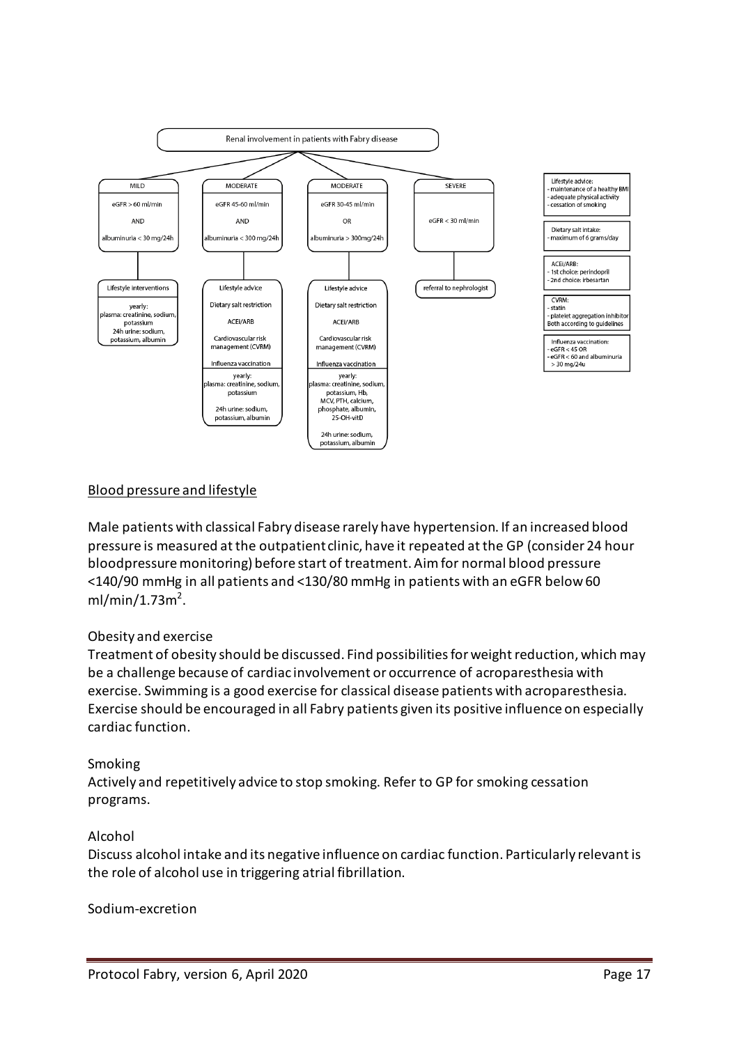Renal involvement in patients with Fabry disease

| MILD | MODERATE | MODERATE | SEVERE |
|---|---|---|---|
| eGFR > 60 ml/min AND albuminuria < 30 mg/24h | eGFR 45-60 ml/min AND albuminuria < 300 mg/24h | eGFR 30-45 ml/min OR albuminuria > 300mg/24h | eGFR < 30 ml/min |
| Lifestyle interventions | Lifestyle advice; Dietary salt restriction; ACEI/ARB; Cardiovascular risk management (CVRM); Influenza vaccination | Lifestyle advice; Dietary salt restriction; ACEI/ARB; Cardiovascular risk management (CVRM); Influenza vaccination | referral to nephrologist |
| yearly: plasma: creatinine, sodium, potassium; 24h urine: sodium, potassium, albumin | yearly: plasma: creatinine, sodium, potassium; 24h urine: sodium, potassium, albumin | yearly: plasma: creatinine, sodium, potassium, Hb, MCV, PTH, calcium, phosphate, albumin, 25-OH-vitD; 24h urine: sodium, potassium, albumin | |

Lifestyle advice:
- maintenance of a healthy BMI
- adequate physical activity
- cessation of smoking

Dietary salt intake:
- maximum of 6 grams/day

ACEi/ARB:
- 1st choice: perindopril
- 2nd choice: irbesartan

CVRM:
- statin
- platelet aggregation inhibitor

Both according to guidelines

Influenza vaccination:
- eGFR < 45 OR
- eGFR < 60 and albuminuria > 30 mg/24u

## Blood pressure and lifestyle

Male patients with classical Fabry disease rarely have hypertension. If an increased blood pressure is measured at the outpatient clinic, have it repeated at the GP (consider 24 hour bloodpressure monitoring) before start of treatment. Aim for normal blood pressure <140/90 mmHg in all patients and <130/80 mmHg in patients with an eGFR below 60 ml/min/1.73m$^2$.

### Obesity and exercise

Treatment of obesity should be discussed. Find possibilities for weight reduction, which may be a challenge because of cardiac involvement or occurrence of acroparesthesia with exercise. Swimming is a good exercise for classical disease patients with acroparesthesia. Exercise should be encouraged in all Fabry patients given its positive influence on especially cardiac function.

### Smoking

Actively and repetitively advice to stop smoking. Refer to GP for smoking cessation programs.

### Alcohol

Discuss alcohol intake and its negative influence on cardiac function. Particularly relevant is the role of alcohol use in triggering atrial fibrillation.

### Sodium-excretion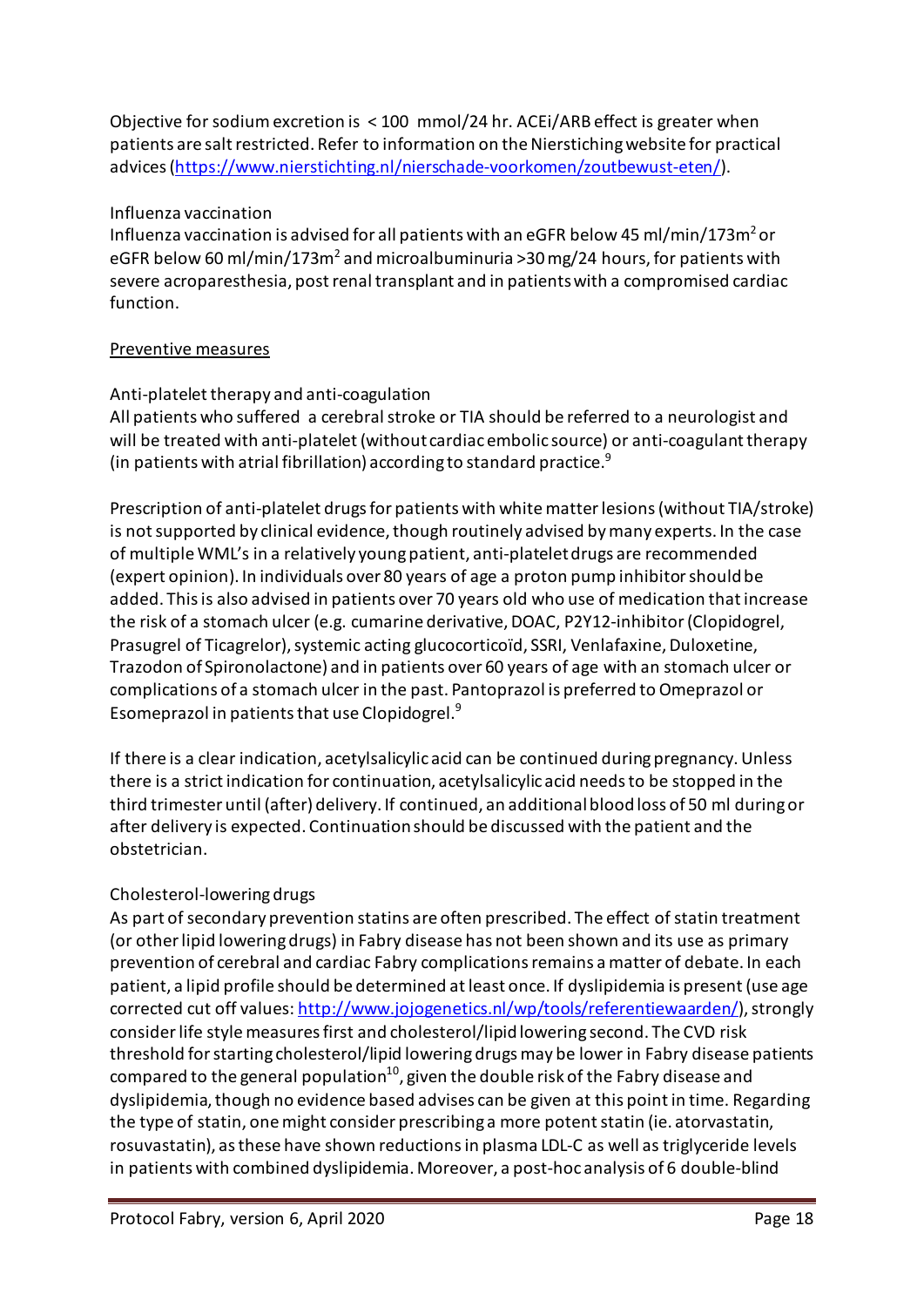Objective for sodium excretion is < 100 mmol/24 hr. ACEi/ARB effect is greater when patients are salt restricted. Refer to information on the Nierstiching website for practical advices (https://www.nierstichting.nl/nierschade-voorkomen/zoutbewust-eten/).

Influenza vaccination

Influenza vaccination is advised for all patients with an eGFR below 45 ml/min/173m$^2$ or eGFR below 60 ml/min/173m$^2$ and microalbuminuria >30 mg/24 hours, for patients with severe acroparesthesia, post renal transplant and in patients with a compromised cardiac function.

Preventive measures

Anti-platelet therapy and anti-coagulation

All patients who suffered a cerebral stroke or TIA should be referred to a neurologist and will be treated with anti-platelet (without cardiac embolic source) or anti-coagulant therapy (in patients with atrial fibrillation) according to standard practice.[9]

Prescription of anti-platelet drugs for patients with white matter lesions (without TIA/stroke) is not supported by clinical evidence, though routinely advised by many experts. In the case of multiple WML's in a relatively young patient, anti-platelet drugs are recommended (expert opinion). In individuals over 80 years of age a proton pump inhibitor should be added. This is also advised in patients over 70 years old who use of medication that increase the risk of a stomach ulcer (e.g. cumarine derivative, DOAC, P2Y12-inhibitor (Clopidogrel, Prasugrel of Ticagrelor), systemic acting glucocorticoïd, SSRI, Venlafaxine, Duloxetine, Trazodon of Spironolactone) and in patients over 60 years of age with an stomach ulcer or complications of a stomach ulcer in the past. Pantoprazol is preferred to Omeprazol or Esomeprazol in patients that use Clopidogrel.[9]

If there is a clear indication, acetylsalicylic acid can be continued during pregnancy. Unless there is a strict indication for continuation, acetylsalicylic acid needs to be stopped in the third trimester until (after) delivery. If continued, an additional blood loss of 50 ml during or after delivery is expected. Continuation should be discussed with the patient and the obstetrician.

Cholesterol-lowering drugs

As part of secondary prevention statins are often prescribed. The effect of statin treatment (or other lipid lowering drugs) in Fabry disease has not been shown and its use as primary prevention of cerebral and cardiac Fabry complications remains a matter of debate. In each patient, a lipid profile should be determined at least once. If dyslipidemia is present (use age corrected cut off values: http://www.jojogenetics.nl/wp/tools/referentiewaarden/), strongly consider life style measures first and cholesterol/lipid lowering second. The CVD risk threshold for starting cholesterol/lipid lowering drugs may be lower in Fabry disease patients compared to the general population[10], given the double risk of the Fabry disease and dyslipidemia, though no evidence based advises can be given at this point in time. Regarding the type of statin, one might consider prescribing a more potent statin (ie. atorvastatin, rosuvastatin), as these have shown reductions in plasma LDL-C as well as triglyceride levels in patients with combined dyslipidemia. Moreover, a post-hoc analysis of 6 double-blind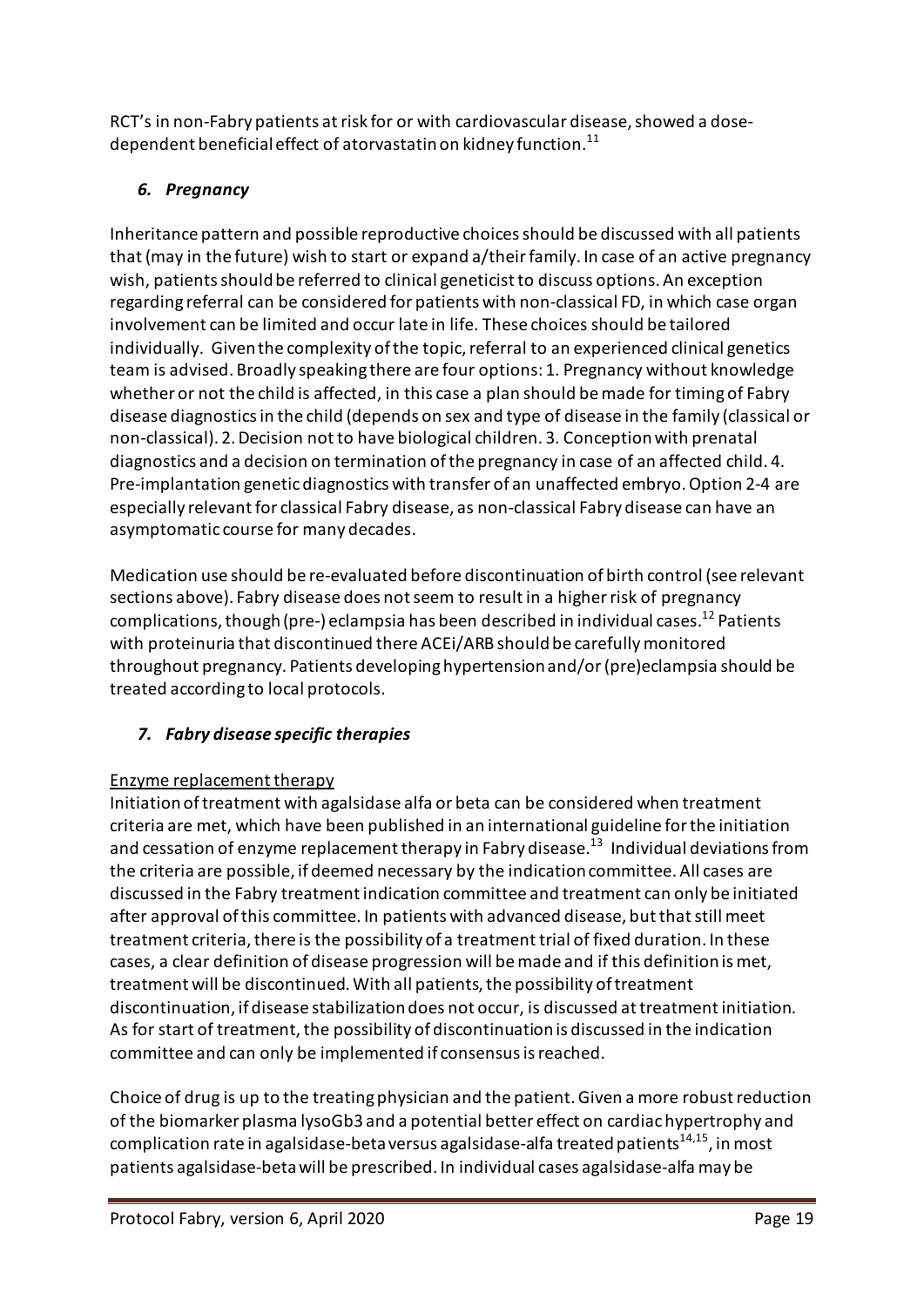RCT's in non-Fabry patients at risk for or with cardiovascular disease, showed a dose-dependent beneficial effect of atorvastatin on kidney function.[11]

### *6. Pregnancy*

Inheritance pattern and possible reproductive choices should be discussed with all patients that (may in the future) wish to start or expand a/their family. In case of an active pregnancy wish, patients should be referred to clinical geneticist to discuss options. An exception regarding referral can be considered for patients with non-classical FD, in which case organ involvement can be limited and occur late in life. These choices should be tailored individually. Given the complexity of the topic, referral to an experienced clinical genetics team is advised. Broadly speaking there are four options: 1. Pregnancy without knowledge whether or not the child is affected, in this case a plan should be made for timing of Fabry disease diagnostics in the child (depends on sex and type of disease in the family (classical or non-classical). 2. Decision not to have biological children. 3. Conception with prenatal diagnostics and a decision on termination of the pregnancy in case of an affected child. 4. Pre-implantation genetic diagnostics with transfer of an unaffected embryo. Option 2-4 are especially relevant for classical Fabry disease, as non-classical Fabry disease can have an asymptomatic course for many decades.

Medication use should be re-evaluated before discontinuation of birth control (see relevant sections above). Fabry disease does not seem to result in a higher risk of pregnancy complications, though (pre-) eclampsia has been described in individual cases.[12] Patients with proteinuria that discontinued there ACEi/ARB should be carefully monitored throughout pregnancy. Patients developing hypertension and/or (pre)eclampsia should be treated according to local protocols.

### *7. Fabry disease specific therapies*

Enzyme replacement therapy

Initiation of treatment with agalsidase alfa or beta can be considered when treatment criteria are met, which have been published in an international guideline for the initiation and cessation of enzyme replacement therapy in Fabry disease.[13] Individual deviations from the criteria are possible, if deemed necessary by the indication committee. All cases are discussed in the Fabry treatment indication committee and treatment can only be initiated after approval of this committee. In patients with advanced disease, but that still meet treatment criteria, there is the possibility of a treatment trial of fixed duration. In these cases, a clear definition of disease progression will be made and if this definition is met, treatment will be discontinued. With all patients, the possibility of treatment discontinuation, if disease stabilization does not occur, is discussed at treatment initiation. As for start of treatment, the possibility of discontinuation is discussed in the indication committee and can only be implemented if consensus is reached.

Choice of drug is up to the treating physician and the patient. Given a more robust reduction of the biomarker plasma lysoGb3 and a potential better effect on cardiac hypertrophy and complication rate in agalsidase-beta versus agalsidase-alfa treated patients[14,15], in most patients agalsidase-beta will be prescribed. In individual cases agalsidase-alfa may be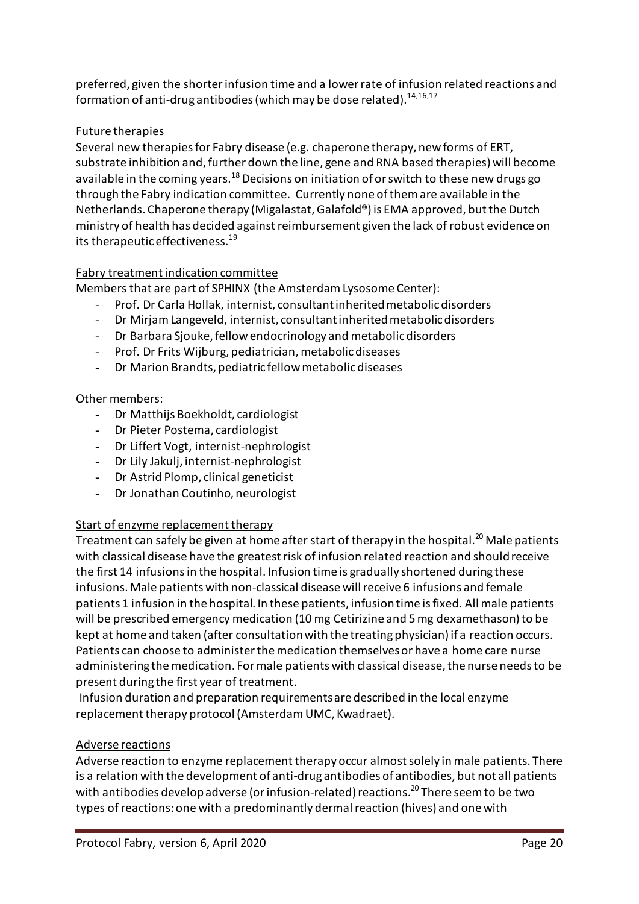preferred, given the shorter infusion time and a lower rate of infusion related reactions and formation of anti-drug antibodies (which may be dose related).[14,16,17]

## Future therapies

Several new therapies for Fabry disease (e.g. chaperone therapy, new forms of ERT, substrate inhibition and, further down the line, gene and RNA based therapies) will become available in the coming years.[18] Decisions on initiation of or switch to these new drugs go through the Fabry indication committee. Currently none of them are available in the Netherlands. Chaperone therapy (Migalastat, Galafold®) is EMA approved, but the Dutch ministry of health has decided against reimbursement given the lack of robust evidence on its therapeutic effectiveness.[19]

## Fabry treatment indication committee

Members that are part of SPHINX (the Amsterdam Lysosome Center):

- Prof. Dr Carla Hollak, internist, consultant inherited metabolic disorders
- Dr Mirjam Langeveld, internist, consultant inherited metabolic disorders
- Dr Barbara Sjouke, fellow endocrinology and metabolic disorders
- Prof. Dr Frits Wijburg, pediatrician, metabolic diseases
- Dr Marion Brandts, pediatric fellow metabolic diseases

Other members:

- Dr Matthijs Boekholdt, cardiologist
- Dr Pieter Postema, cardiologist
- Dr Liffert Vogt, internist-nephrologist
- Dr Lily Jakulj, internist-nephrologist
- Dr Astrid Plomp, clinical geneticist
- Dr Jonathan Coutinho, neurologist

## Start of enzyme replacement therapy

Treatment can safely be given at home after start of therapy in the hospital.[20] Male patients with classical disease have the greatest risk of infusion related reaction and should receive the first 14 infusions in the hospital. Infusion time is gradually shortened during these infusions. Male patients with non-classical disease will receive 6 infusions and female patients 1 infusion in the hospital. In these patients, infusion time is fixed. All male patients will be prescribed emergency medication (10 mg Cetirizine and 5 mg dexamethason) to be kept at home and taken (after consultation with the treating physician) if a reaction occurs. Patients can choose to administer the medication themselves or have a home care nurse administering the medication. For male patients with classical disease, the nurse needs to be present during the first year of treatment.

Infusion duration and preparation requirements are described in the local enzyme replacement therapy protocol (Amsterdam UMC, Kwadraet).

## Adverse reactions

Adverse reaction to enzyme replacement therapy occur almost solely in male patients. There is a relation with the development of anti-drug antibodies of antibodies, but not all patients with antibodies develop adverse (or infusion-related) reactions.[20] There seem to be two types of reactions: one with a predominantly dermal reaction (hives) and one with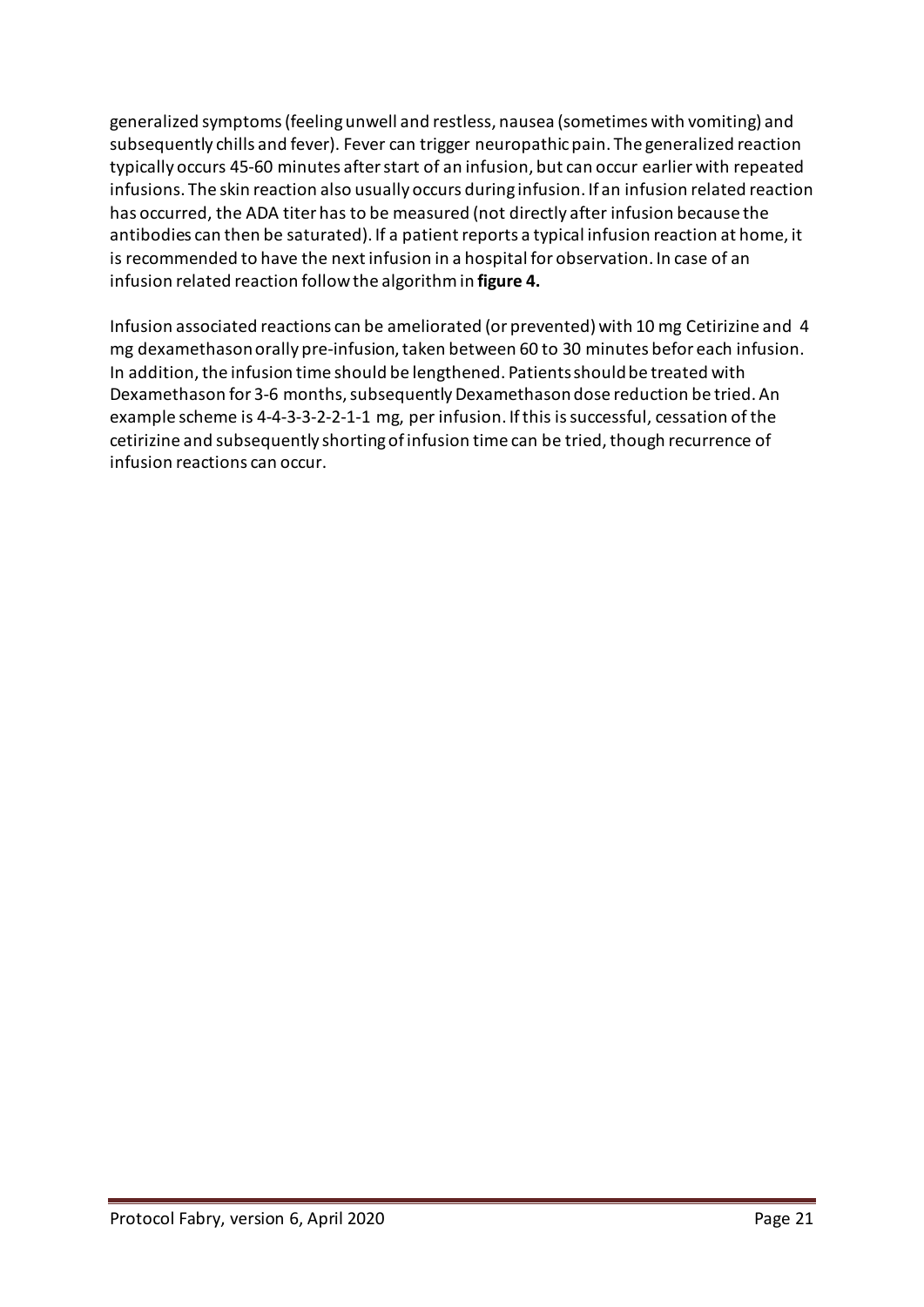generalized symptoms (feeling unwell and restless, nausea (sometimes with vomiting) and subsequently chills and fever). Fever can trigger neuropathic pain. The generalized reaction typically occurs 45-60 minutes after start of an infusion, but can occur earlier with repeated infusions. The skin reaction also usually occurs during infusion. If an infusion related reaction has occurred, the ADA titer has to be measured (not directly after infusion because the antibodies can then be saturated). If a patient reports a typical infusion reaction at home, it is recommended to have the next infusion in a hospital for observation. In case of an infusion related reaction follow the algorithm in **figure 4.**

Infusion associated reactions can be ameliorated (or prevented) with 10 mg Cetirizine and 4 mg dexamethason orally pre-infusion, taken between 60 to 30 minutes befor each infusion. In addition, the infusion time should be lengthened. Patients should be treated with Dexamethason for 3-6 months, subsequently Dexamethason dose reduction be tried. An example scheme is 4-4-3-3-2-2-1-1 mg, per infusion. If this is successful, cessation of the cetirizine and subsequently shorting of infusion time can be tried, though recurrence of infusion reactions can occur.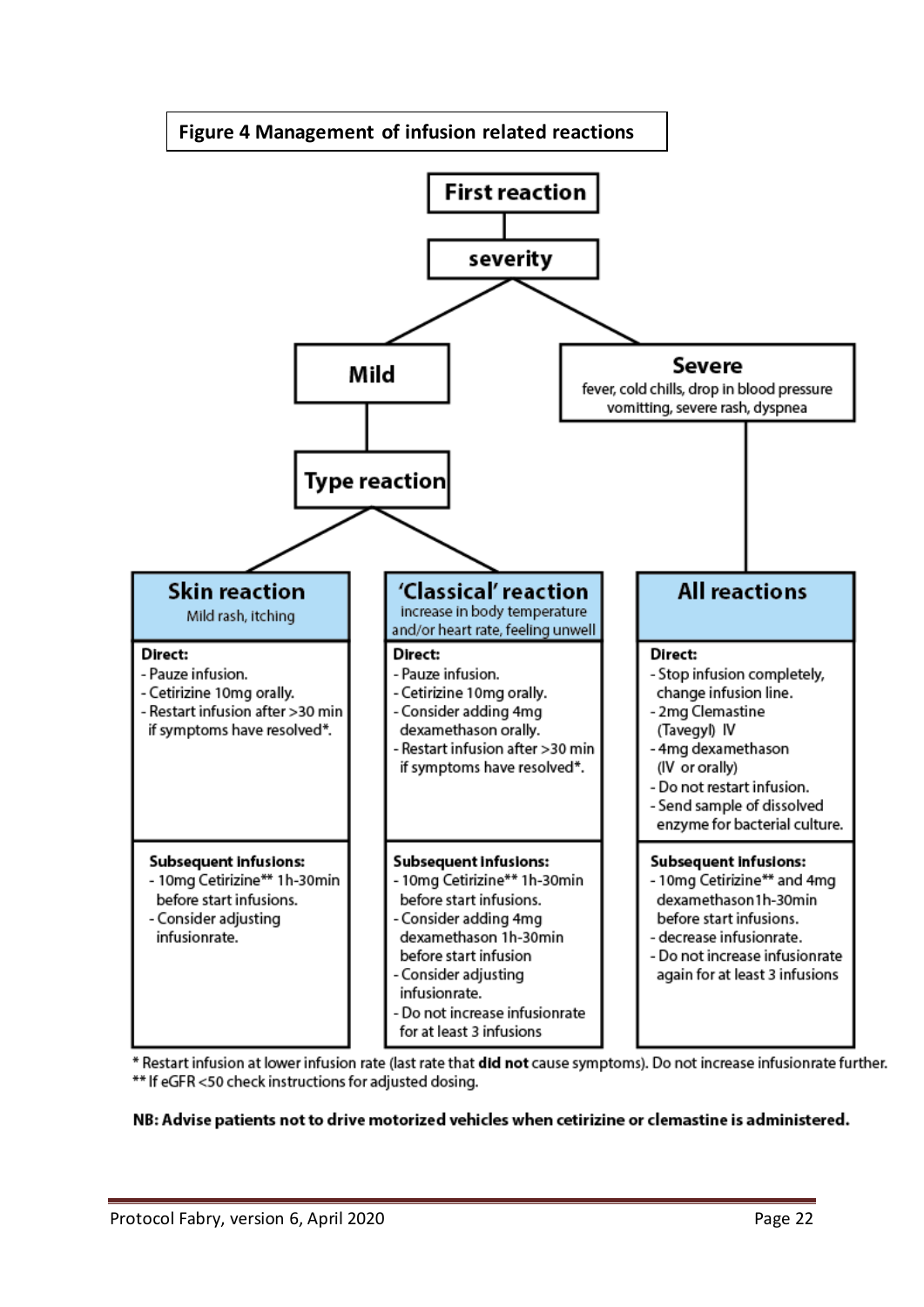**Figure 4 Management of infusion related reactions**

**First reaction** → **severity**

- **Mild** → **Type reaction**
  - Skin reaction
  - 'Classical' reaction
- **Severe**: fever, cold chills, drop in blood pressure vomitting, severe rash, dyspnea
  - All reactions

| | **Skin reaction**<br>Mild rash, itching | **'Classical' reaction**<br>increase in body temperature and/or heart rate, feeling unwell | **All reactions** |
|---|---|---|---|
| **Direct:** | - Pauze infusion.<br>- Cetirizine 10mg orally.<br>- Restart infusion after >30 min if symptoms have resolved*. | - Pauze infusion.<br>- Cetirizine 10mg orally.<br>- Consider adding 4mg dexamethason orally.<br>- Restart infusion after >30 min if symptoms have resolved*. | - Stop infusion completely, change infusion line.<br>- 2mg Clemastine (Tavegyl) IV<br>- 4mg dexamethason (IV or orally)<br>- Do not restart infusion.<br>- Send sample of dissolved enzyme for bacterial culture. |
| **Subsequent infusions:** | - 10mg Cetirizine** 1h-30min before start infusions.<br>- Consider adjusting infusionrate. | - 10mg Cetirizine** 1h-30min before start infusions.<br>- Consider adding 4mg dexamethason 1h-30min before start infusion<br>- Consider adjusting infusionrate.<br>- Do not increase infusionrate for at least 3 infusions | - 10mg Cetirizine** and 4mg dexamethason 1h-30min before start infusions.<br>- decrease infusionrate.<br>- Do not increase infusionrate again for at least 3 infusions |

* Restart infusion at lower infusion rate (last rate that **did not** cause symptoms). Do not increase infusionrate further.
** If eGFR <50 check instructions for adjusted dosing.

**NB: Advise patients not to drive motorized vehicles when cetirizine or clemastine is administered.**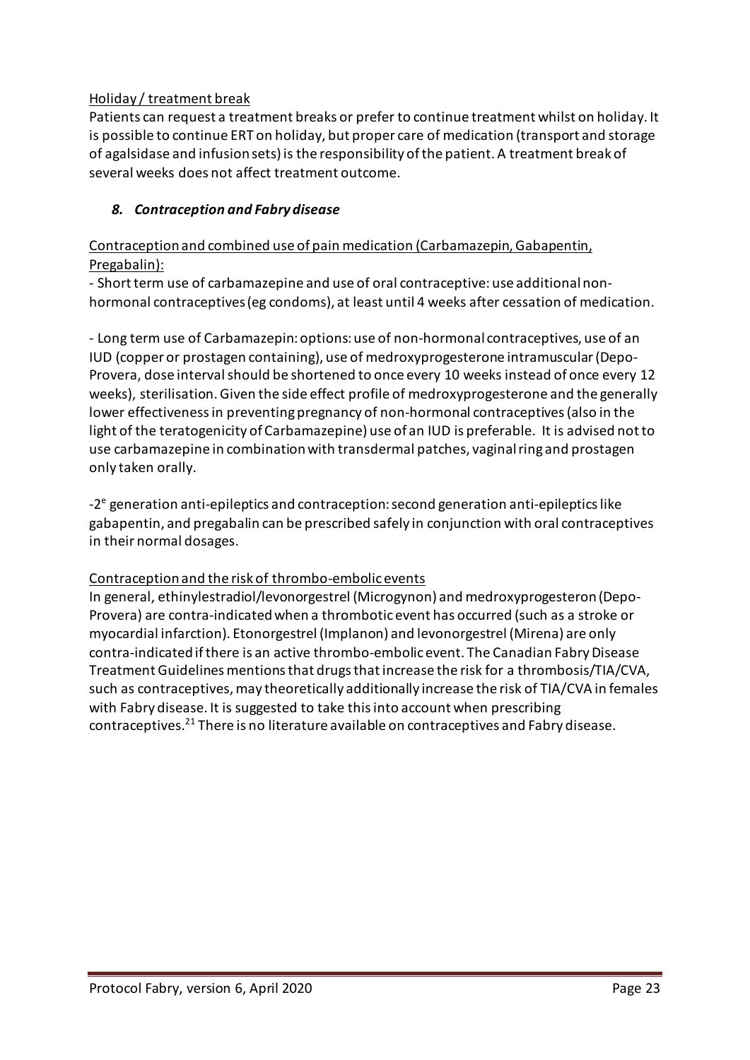Holiday / treatment break

Patients can request a treatment breaks or prefer to continue treatment whilst on holiday. It is possible to continue ERT on holiday, but proper care of medication (transport and storage of agalsidase and infusion sets) is the responsibility of the patient. A treatment break of several weeks does not affect treatment outcome.

## *8. Contraception and Fabry disease*

Contraception and combined use of pain medication (Carbamazepin, Gabapentin, Pregabalin):

- Short term use of carbamazepine and use of oral contraceptive: use additional non-hormonal contraceptives (eg condoms), at least until 4 weeks after cessation of medication.

- Long term use of Carbamazepin: options: use of non-hormonal contraceptives, use of an IUD (copper or prostagen containing), use of medroxyprogesterone intramuscular (Depo-Provera, dose interval should be shortened to once every 10 weeks instead of once every 12 weeks), sterilisation. Given the side effect profile of medroxyprogesterone and the generally lower effectiveness in preventing pregnancy of non-hormonal contraceptives (also in the light of the teratogenicity of Carbamazepine) use of an IUD is preferable. It is advised not to use carbamazepine in combination with transdermal patches, vaginal ring and prostagen only taken orally.

-2$^{e}$ generation anti-epileptics and contraception: second generation anti-epileptics like gabapentin, and pregabalin can be prescribed safely in conjunction with oral contraceptives in their normal dosages.

Contraception and the risk of thrombo-embolic events

In general, ethinylestradiol/levonorgestrel (Microgynon) and medroxyprogesteron (Depo-Provera) are contra-indicated when a thrombotic event has occurred (such as a stroke or myocardial infarction). Etonorgestrel (Implanon) and levonorgestrel (Mirena) are only contra-indicated if there is an active thrombo-embolic event. The Canadian Fabry Disease Treatment Guidelines mentions that drugs that increase the risk for a thrombosis/TIA/CVA, such as contraceptives, may theoretically additionally increase the risk of TIA/CVA in females with Fabry disease. It is suggested to take this into account when prescribing contraceptives.[21] There is no literature available on contraceptives and Fabry disease.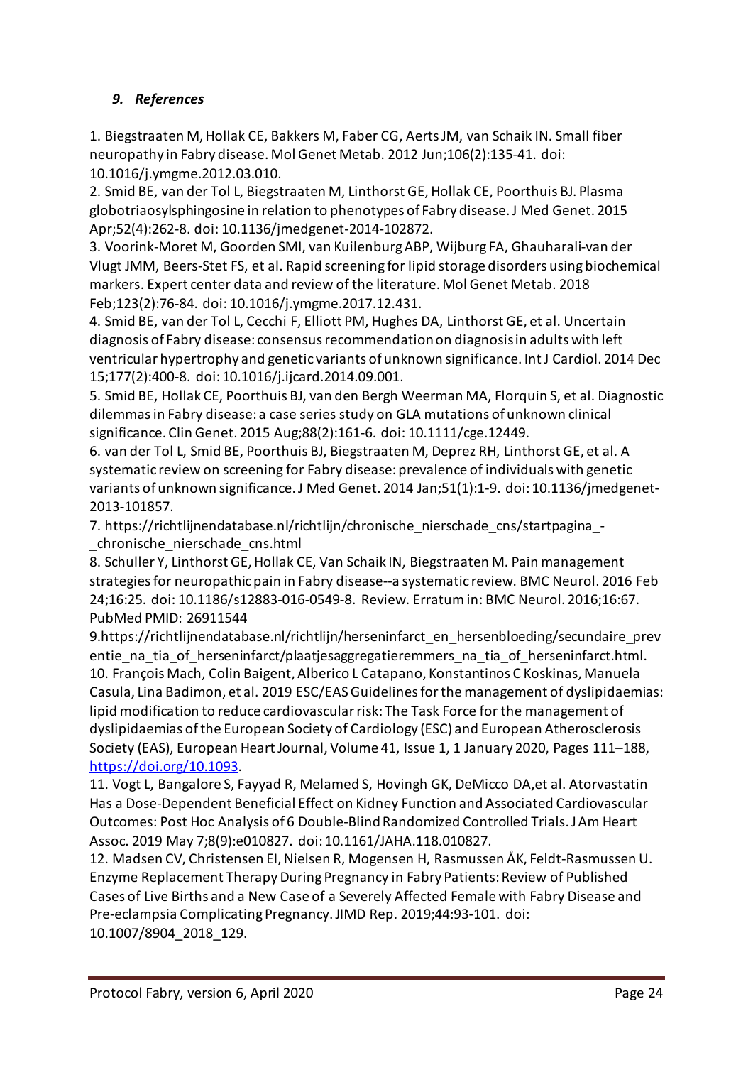### *9. References*

1. Biegstraaten M, Hollak CE, Bakkers M, Faber CG, Aerts JM, van Schaik IN. Small fiber neuropathy in Fabry disease. Mol Genet Metab. 2012 Jun;106(2):135-41. doi: 10.1016/j.ymgme.2012.03.010.

2. Smid BE, van der Tol L, Biegstraaten M, Linthorst GE, Hollak CE, Poorthuis BJ. Plasma globotriaosylsphingosine in relation to phenotypes of Fabry disease. J Med Genet. 2015 Apr;52(4):262-8. doi: 10.1136/jmedgenet-2014-102872.

3. Voorink-Moret M, Goorden SMI, van Kuilenburg ABP, Wijburg FA, Ghauharali-van der Vlugt JMM, Beers-Stet FS, et al. Rapid screening for lipid storage disorders using biochemical markers. Expert center data and review of the literature. Mol Genet Metab. 2018 Feb;123(2):76-84. doi: 10.1016/j.ymgme.2017.12.431.

4. Smid BE, van der Tol L, Cecchi F, Elliott PM, Hughes DA, Linthorst GE, et al. Uncertain diagnosis of Fabry disease: consensus recommendation on diagnosis in adults with left ventricular hypertrophy and genetic variants of unknown significance. Int J Cardiol. 2014 Dec 15;177(2):400-8. doi: 10.1016/j.ijcard.2014.09.001.

5. Smid BE, Hollak CE, Poorthuis BJ, van den Bergh Weerman MA, Florquin S, et al. Diagnostic dilemmas in Fabry disease: a case series study on GLA mutations of unknown clinical significance. Clin Genet. 2015 Aug;88(2):161-6. doi: 10.1111/cge.12449.

6. van der Tol L, Smid BE, Poorthuis BJ, Biegstraaten M, Deprez RH, Linthorst GE, et al. A systematic review on screening for Fabry disease: prevalence of individuals with genetic variants of unknown significance. J Med Genet. 2014 Jan;51(1):1-9. doi: 10.1136/jmedgenet-2013-101857.

7. https://richtlijnendatabase.nl/richtlijn/chronische_nierschade_cns/startpagina_-_chronische_nierschade_cns.html

8. Schuller Y, Linthorst GE, Hollak CE, Van Schaik IN, Biegstraaten M. Pain management strategies for neuropathic pain in Fabry disease--a systematic review. BMC Neurol. 2016 Feb 24;16:25. doi: 10.1186/s12883-016-0549-8. Review. Erratum in: BMC Neurol. 2016;16:67. PubMed PMID: 26911544

9. https://richtlijnendatabase.nl/richtlijn/herseninfarct_en_hersenbloeding/secundaire_preventie_na_tia_of_herseninfarct/plaatjesaggregatieremmers_na_tia_of_herseninfarct.html.

10. François Mach, Colin Baigent, Alberico L Catapano, Konstantinos C Koskinas, Manuela Casula, Lina Badimon, et al. 2019 ESC/EAS Guidelines for the management of dyslipidaemias: lipid modification to reduce cardiovascular risk: The Task Force for the management of dyslipidaemias of the European Society of Cardiology (ESC) and European Atherosclerosis Society (EAS), European Heart Journal, Volume 41, Issue 1, 1 January 2020, Pages 111–188, https://doi.org/10.1093.

11. Vogt L, Bangalore S, Fayyad R, Melamed S, Hovingh GK, DeMicco DA, et al. Atorvastatin Has a Dose-Dependent Beneficial Effect on Kidney Function and Associated Cardiovascular Outcomes: Post Hoc Analysis of 6 Double-Blind Randomized Controlled Trials. J Am Heart Assoc. 2019 May 7;8(9):e010827. doi: 10.1161/JAHA.118.010827.

12. Madsen CV, Christensen EI, Nielsen R, Mogensen H, Rasmussen ÅK, Feldt-Rasmussen U. Enzyme Replacement Therapy During Pregnancy in Fabry Patients: Review of Published Cases of Live Births and a New Case of a Severely Affected Female with Fabry Disease and Pre-eclampsia Complicating Pregnancy. JIMD Rep. 2019;44:93-101. doi: 10.1007/8904_2018_129.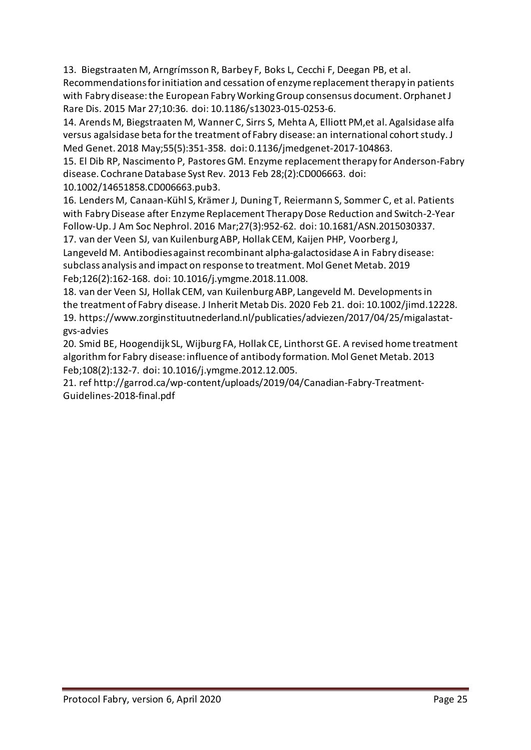13. Biegstraaten M, Arngrímsson R, Barbey F, Boks L, Cecchi F, Deegan PB, et al. Recommendations for initiation and cessation of enzyme replacement therapy in patients with Fabry disease: the European Fabry Working Group consensus document. Orphanet J Rare Dis. 2015 Mar 27;10:36. doi: 10.1186/s13023-015-0253-6.
14. Arends M, Biegstraaten M, Wanner C, Sirrs S, Mehta A, Elliott PM,et al. Agalsidase alfa versus agalsidase beta for the treatment of Fabry disease: an international cohort study. J Med Genet. 2018 May;55(5):351-358. doi: 0.1136/jmedgenet-2017-104863.
15. El Dib RP, Nascimento P, Pastores GM. Enzyme replacement therapy for Anderson-Fabry disease. Cochrane Database Syst Rev. 2013 Feb 28;(2):CD006663. doi: 10.1002/14651858.CD006663.pub3.
16. Lenders M, Canaan-Kühl S, Krämer J, Duning T, Reiermann S, Sommer C, et al. Patients with Fabry Disease after Enzyme Replacement Therapy Dose Reduction and Switch-2-Year Follow-Up. J Am Soc Nephrol. 2016 Mar;27(3):952-62. doi: 10.1681/ASN.2015030337.
17. van der Veen SJ, van Kuilenburg ABP, Hollak CEM, Kaijen PHP, Voorberg J, Langeveld M. Antibodies against recombinant alpha-galactosidase A in Fabry disease: subclass analysis and impact on response to treatment. Mol Genet Metab. 2019 Feb;126(2):162-168. doi: 10.1016/j.ymgme.2018.11.008.
18. van der Veen SJ, Hollak CEM, van Kuilenburg ABP, Langeveld M. Developments in the treatment of Fabry disease. J Inherit Metab Dis. 2020 Feb 21. doi: 10.1002/jimd.12228.
19. https://www.zorginstituutnederland.nl/publicaties/adviezen/2017/04/25/migalastat-gvs-advies
20. Smid BE, Hoogendijk SL, Wijburg FA, Hollak CE, Linthorst GE. A revised home treatment algorithm for Fabry disease: influence of antibody formation. Mol Genet Metab. 2013 Feb;108(2):132-7. doi: 10.1016/j.ymgme.2012.12.005.
21. ref http://garrod.ca/wp-content/uploads/2019/04/Canadian-Fabry-Treatment-Guidelines-2018-final.pdf